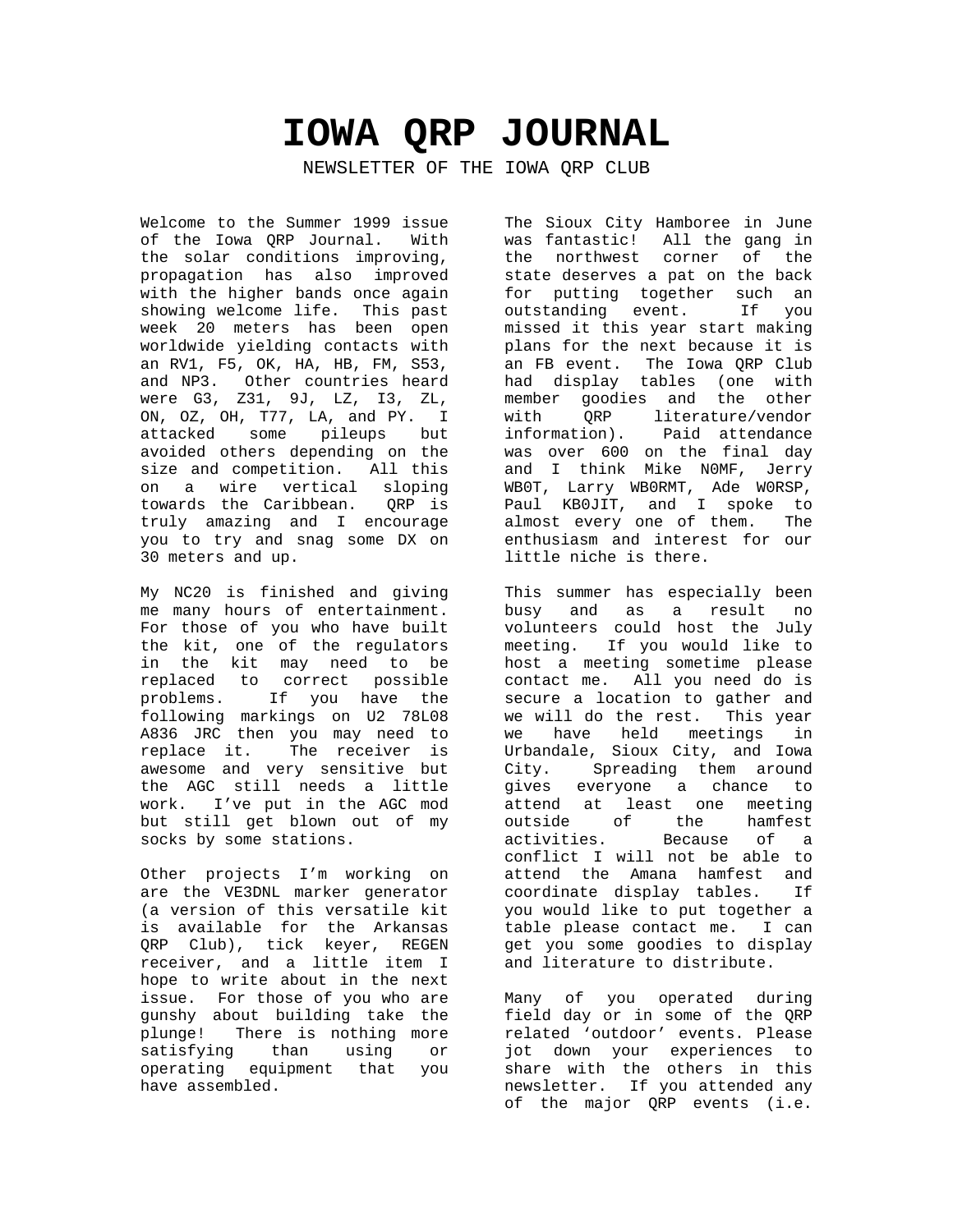# IOWA QRP JOURNAL

NEWSLETTER OF THE IOWA QRP CLUB

Welcome to the Summer 1999 issue of the Iowa QRP Journal. With the solar conditions improving, propagation has also improved with the higher bands once again showing welcome life. This past week 20 meters has been open worldwide yielding contacts with an RV1, F5, OK, HA, HB, FM, S53, and NP3. Other countries heard were G3, Z31, 9J, LZ, I3, ZL, ON, OZ, OH, T77, LA, and PY. I attacked some pileups but avoided others depending on the size and competition. All this on a wire vertical sloping towards the Caribbean. QRP is truly amazing and I encourage you to try and snag some DX on 30 meters and up.

My NC20 is finished and giving me many hours of entertainment. For those of you who have built the kit, one of the regulators in the kit may need to be replaced to correct possible problems. If you have the following markings on U2 78L08 A836 JRC then you may need to replace it. The receiver is awesome and very sensitive but the AGC still needs a little work. I've put in the AGC mod but still get blown out of my socks by some stations.

Other projects I'm working on are the VE3DNL marker generator (a version of this versatile kit is available for the Arkansas QRP Club), tick keyer, REGEN receiver, and a little item I hope to write about in the next issue. For those of you who are gunshy about building take the plunge! There is nothing more satisfying than using or operating equipment that you have assembled.

The Sioux City Hamboree in June was fantastic! All the gang in the northwest corner of the state deserves a pat on the back for putting together such an outstanding event. If you missed it this year start making plans for the next because it is an FB event. The Iowa QRP Club had display tables (one with member goodies and the other with QRP literature/vendor information). Paid attendance was over 600 on the final day and I think Mike N0MF, Jerry WB0T, Larry WB0RMT, Ade W0RSP, Paul KB0JIT, and I spoke to almost every one of them. The enthusiasm and interest for our little niche is there.

This summer has especially been busy and as a result no volunteers could host the July meeting. If you would like to host a meeting sometime please contact me. All you need do is secure a location to gather and we will do the rest. This year we have held meetings in Urbandale, Sioux City, and Iowa City. Spreading them around gives everyone a chance to attend at least one meeting outside of the hamfest activities. Because of a conflict I will not be able to attend the Amana hamfest and coordinate display tables. If you would like to put together a table please contact me. I can get you some goodies to display and literature to distribute.

Many of you operated during field day or in some of the QRP related 'outdoor' events. Please jot down your experiences to share with the others in this newsletter. If you attended any of the major QRP events (i.e.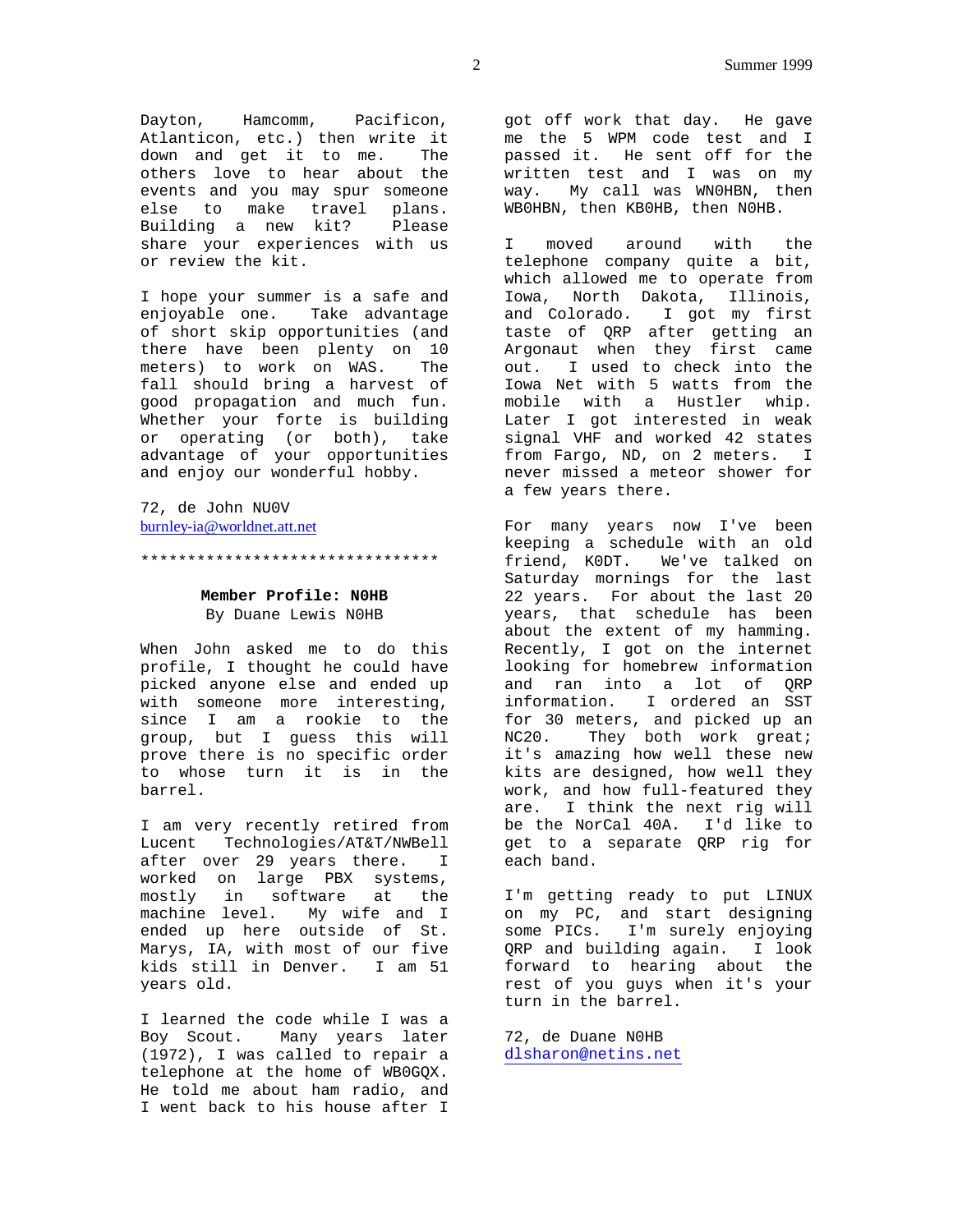Dayton, Hamcomm, Pacificon, Atlanticon, etc.) then write it down and get it to me. The others love to hear about the events and you may spur someone else to make travel plans. Building a new kit? Please share your experiences with us or review the kit.

I hope your summer is a safe and enjoyable one. Take advantage of short skip opportunities (and there have been plenty on 10 meters) to work on WAS. The fall should bring a harvest of good propagation and much fun. Whether your forte is building or operating (or both), take advantage of your opportunities and enjoy our wonderful hobby.

72, de John NU0V
burnley-ia@worldnet.att.net

*********************************

**Member Profile: N0HB**
By Duane Lewis N0HB

When John asked me to do this profile, I thought he could have picked anyone else and ended up with someone more interesting, since I am a rookie to the group, but I guess this will prove there is no specific order to whose turn it is in the barrel.

I am very recently retired from Lucent Technologies/AT&T/NWBell after over 29 years there. I worked on large PBX systems, mostly in software at the machine level. My wife and I ended up here outside of St. Marys, IA, with most of our five kids still in Denver. I am 51 years old.

I learned the code while I was a Boy Scout. Many years later (1972), I was called to repair a telephone at the home of WB0GQX. He told me about ham radio, and I went back to his house after I got off work that day. He gave me the 5 WPM code test and I passed it. He sent off for the written test and I was on my way. My call was WN0HBN, then WB0HBN, then KB0HB, then N0HB.

I moved around with the telephone company quite a bit, which allowed me to operate from Iowa, North Dakota, Illinois, and Colorado. I got my first taste of QRP after getting an Argonaut when they first came out. I used to check into the Iowa Net with 5 watts from the mobile with a Hustler whip. Later I got interested in weak signal VHF and worked 42 states from Fargo, ND, on 2 meters. I never missed a meteor shower for a few years there.

For many years now I've been keeping a schedule with an old friend, K0DT. We've talked on Saturday mornings for the last 22 years. For about the last 20 years, that schedule has been about the extent of my hamming. Recently, I got on the internet looking for homebrew information and ran into a lot of QRP information. I ordered an SST for 30 meters, and picked up an NC20. They both work great; it's amazing how well these new kits are designed, how well they work, and how full-featured they are. I think the next rig will be the NorCal 40A. I'd like to get to a separate QRP rig for each band.

I'm getting ready to put LINUX on my PC, and start designing some PICs. I'm surely enjoying QRP and building again. I look forward to hearing about the rest of you guys when it's your turn in the barrel.

72, de Duane N0HB
dlsharon@netins.net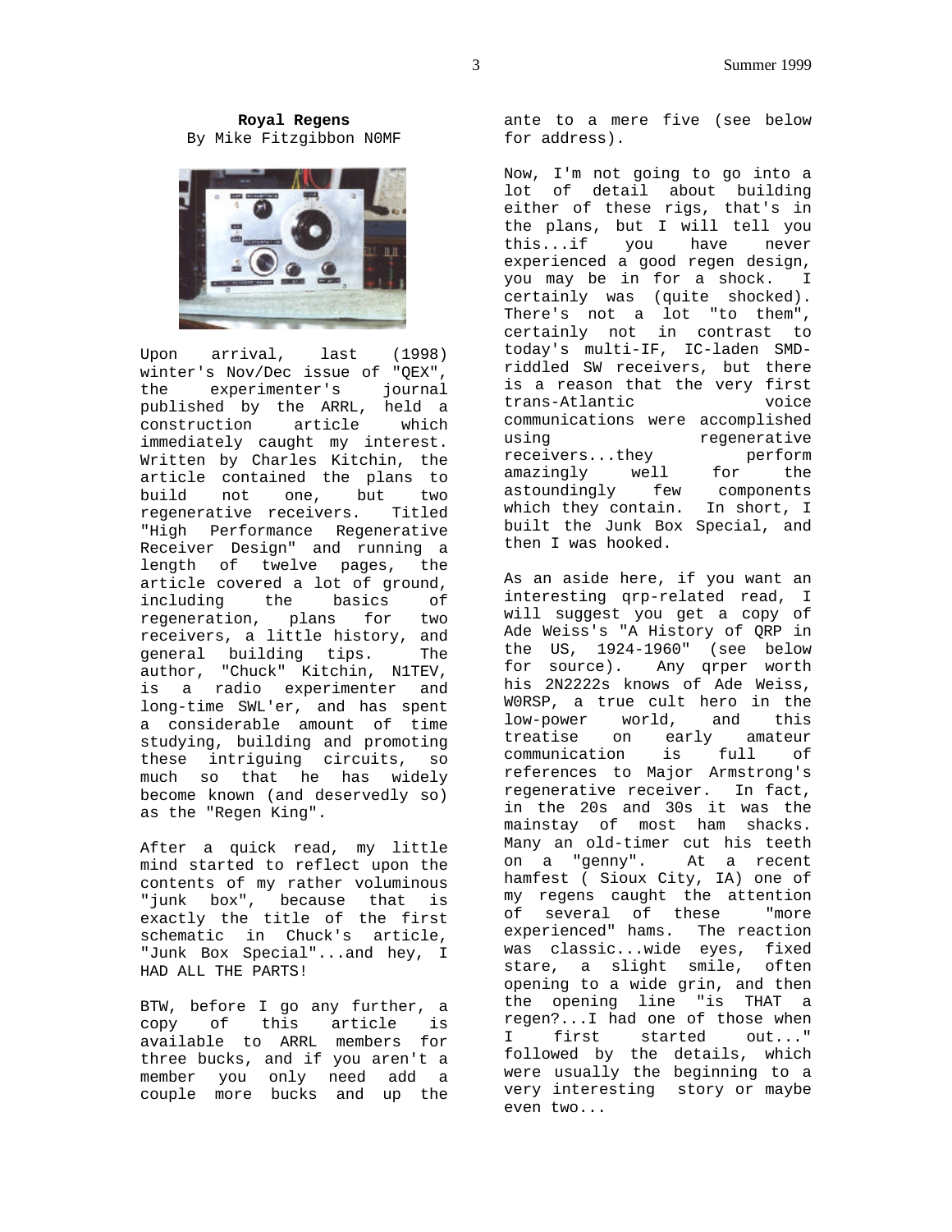**Royal Regens**
By Mike Fitzgibbon N0MF

Upon arrival, last (1998) winter's Nov/Dec issue of "QEX", the experimenter's journal published by the ARRL, held a construction article which immediately caught my interest. Written by Charles Kitchin, the article contained the plans to build not one, but two regenerative receivers. Titled "High Performance Regenerative Receiver Design" and running a length of twelve pages, the article covered a lot of ground, including the basics of regeneration, plans for two receivers, a little history, and general building tips. The author, "Chuck" Kitchin, N1TEV, is a radio experimenter and long-time SWL'er, and has spent a considerable amount of time studying, building and promoting these intriguing circuits, so much so that he has widely become known (and deservedly so) as the "Regen King".

After a quick read, my little mind started to reflect upon the contents of my rather voluminous "junk box", because that is exactly the title of the first schematic in Chuck's article, "Junk Box Special"...and hey, I HAD ALL THE PARTS!

BTW, before I go any further, a copy of this article is available to ARRL members for three bucks, and if you aren't a member you only need add a couple more bucks and up the ante to a mere five (see below for address).

Now, I'm not going to go into a lot of detail about building either of these rigs, that's in the plans, but I will tell you this...if you have never experienced a good regen design, you may be in for a shock. I certainly was (quite shocked). There's not a lot "to them", certainly not in contrast to today's multi-IF, IC-laden SMD-riddled SW receivers, but there is a reason that the very first trans-Atlantic voice communications were accomplished using regenerative receivers...they perform amazingly well for the astoundingly few components which they contain. In short, I built the Junk Box Special, and then I was hooked.

As an aside here, if you want an interesting qrp-related read, I will suggest you get a copy of Ade Weiss's "A History of QRP in the US, 1924-1960" (see below for source). Any qrper worth his 2N2222s knows of Ade Weiss, W0RSP, a true cult hero in the low-power world, and this treatise on early amateur communication is full of references to Major Armstrong's regenerative receiver. In fact, in the 20s and 30s it was the mainstay of most ham shacks. Many an old-timer cut his teeth on a "genny". At a recent hamfest ( Sioux City, IA) one of my regens caught the attention of several of these "more experienced" hams. The reaction was classic...wide eyes, fixed stare, a slight smile, often opening to a wide grin, and then the opening line "is THAT a regen?...I had one of those when I first started out..." followed by the details, which were usually the beginning to a very interesting story or maybe even two...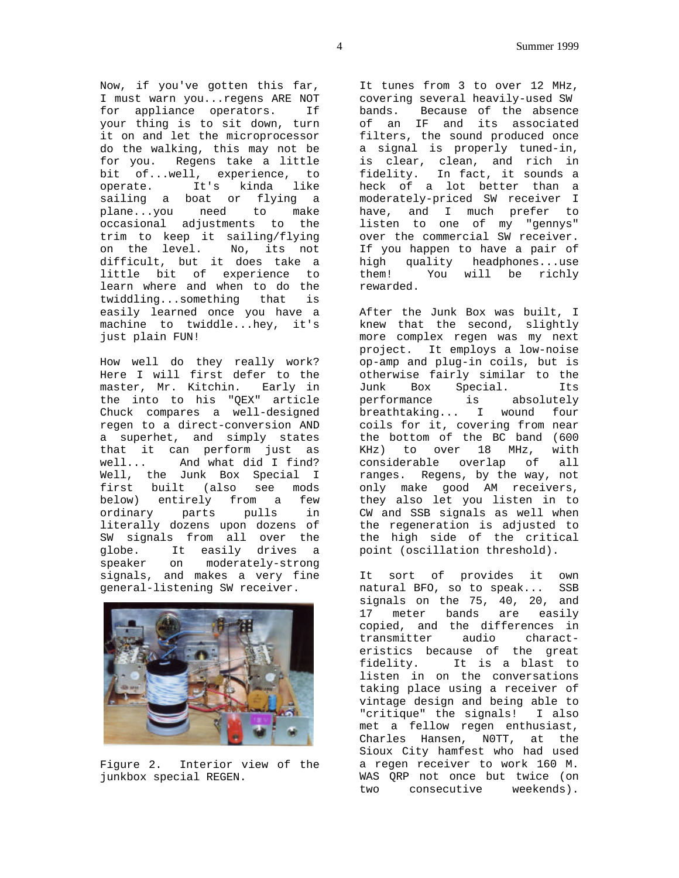Now, if you've gotten this far, I must warn you...regens ARE NOT for appliance operators. If your thing is to sit down, turn it on and let the microprocessor do the walking, this may not be for you. Regens take a little bit of...well, experience, to operate. It's kinda like sailing a boat or flying a plane...you need to make occasional adjustments to the trim to keep it sailing/flying on the level. No, its not difficult, but it does take a little bit of experience to learn where and when to do the twiddling...something that is easily learned once you have a machine to twiddle...hey, it's just plain FUN!

How well do they really work? Here I will first defer to the master, Mr. Kitchin. Early in the into to his "QEX" article Chuck compares a well-designed regen to a direct-conversion AND a superhet, and simply states that it can perform just as well... And what did I find? Well, the Junk Box Special I first built (also see mods below) entirely from a few ordinary parts pulls in literally dozens upon dozens of SW signals from all over the globe. It easily drives a speaker on moderately-strong signals, and makes a very fine general-listening SW receiver.

Figure 2. Interior view of the junkbox special REGEN.

It tunes from 3 to over 12 MHz, covering several heavily-used SW bands. Because of the absence of an IF and its associated filters, the sound produced once a signal is properly tuned-in, is clear, clean, and rich in fidelity. In fact, it sounds a heck of a lot better than a moderately-priced SW receiver I have, and I much prefer to listen to one of my "gennys" over the commercial SW receiver. If you happen to have a pair of high quality headphones...use them! You will be richly rewarded.

After the Junk Box was built, I knew that the second, slightly more complex regen was my next project. It employs a low-noise op-amp and plug-in coils, but is otherwise fairly similar to the Junk Box Special. Its performance is absolutely breathtaking... I wound four coils for it, covering from near the bottom of the BC band (600 KHz) to over 18 MHz, with considerable overlap of all ranges. Regens, by the way, not only make good AM receivers, they also let you listen in to CW and SSB signals as well when the regeneration is adjusted to the high side of the critical point (oscillation threshold).

It sort of provides it own natural BFO, so to speak... SSB signals on the 75, 40, 20, and 17 meter bands are easily copied, and the differences in transmitter audio characteristics because of the great fidelity. It is a blast to listen in on the conversations taking place using a receiver of vintage design and being able to "critique" the signals! I also met a fellow regen enthusiast, Charles Hansen, N0TT, at the Sioux City hamfest who had used a regen receiver to work 160 M. WAS QRP not once but twice (on two consecutive weekends).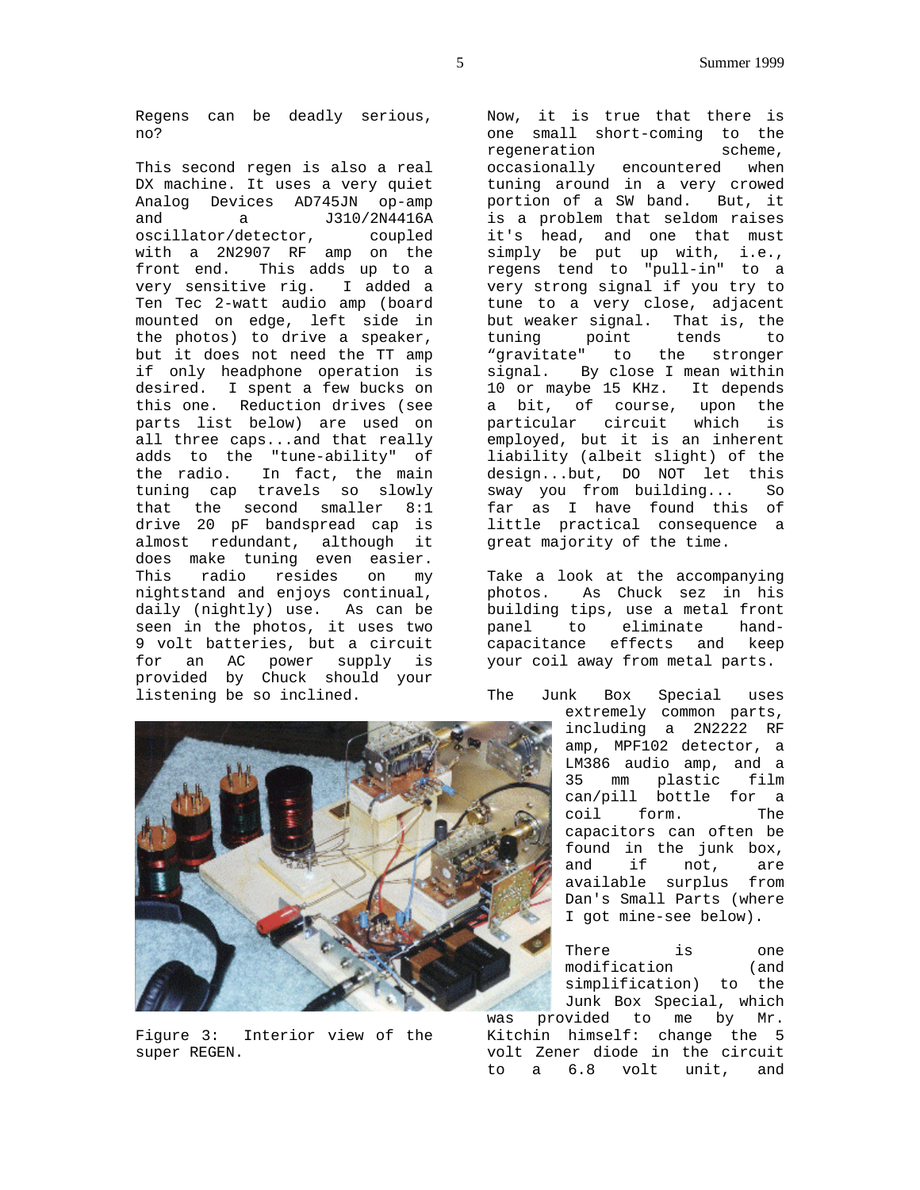Regens can be deadly serious, no?

This second regen is also a real DX machine. It uses a very quiet Analog Devices AD745JN op-amp and a J310/2N4416A oscillator/detector, coupled with a 2N2907 RF amp on the front end. This adds up to a very sensitive rig. I added a Ten Tec 2-watt audio amp (board mounted on edge, left side in the photos) to drive a speaker, but it does not need the TT amp if only headphone operation is desired. I spent a few bucks on this one. Reduction drives (see parts list below) are used on all three caps...and that really adds to the "tune-ability" of the radio. In fact, the main tuning cap travels so slowly that the second smaller 8:1 drive 20 pF bandspread cap is almost redundant, although it does make tuning even easier. This radio resides on my nightstand and enjoys continual, daily (nightly) use. As can be seen in the photos, it uses two 9 volt batteries, but a circuit for an AC power supply is provided by Chuck should your listening be so inclined.

Figure 3: Interior view of the super REGEN.

Now, it is true that there is one small short-coming to the regeneration scheme, occasionally encountered when tuning around in a very crowed portion of a SW band. But, it is a problem that seldom raises it's head, and one that must simply be put up with, i.e., regens tend to "pull-in" to a very strong signal if you try to tune to a very close, adjacent but weaker signal. That is, the tuning point tends to "gravitate" to the stronger signal. By close I mean within 10 or maybe 15 KHz. It depends a bit, of course, upon the particular circuit which is employed, but it is an inherent liability (albeit slight) of the design...but, DO NOT let this sway you from building... So far as I have found this of little practical consequence a great majority of the time.

Take a look at the accompanying photos. As Chuck sez in his building tips, use a metal front panel to eliminate hand-capacitance effects and keep your coil away from metal parts.

The Junk Box Special uses extremely common parts, including a 2N2222 RF amp, MPF102 detector, a LM386 audio amp, and a 35 mm plastic film can/pill bottle for a coil form. The capacitors can often be found in the junk box, and if not, are available surplus from Dan's Small Parts (where I got mine-see below).

There is one modification (and simplification) to the Junk Box Special, which was provided to me by Mr. Kitchin himself: change the 5 volt Zener diode in the circuit to a 6.8 volt unit, and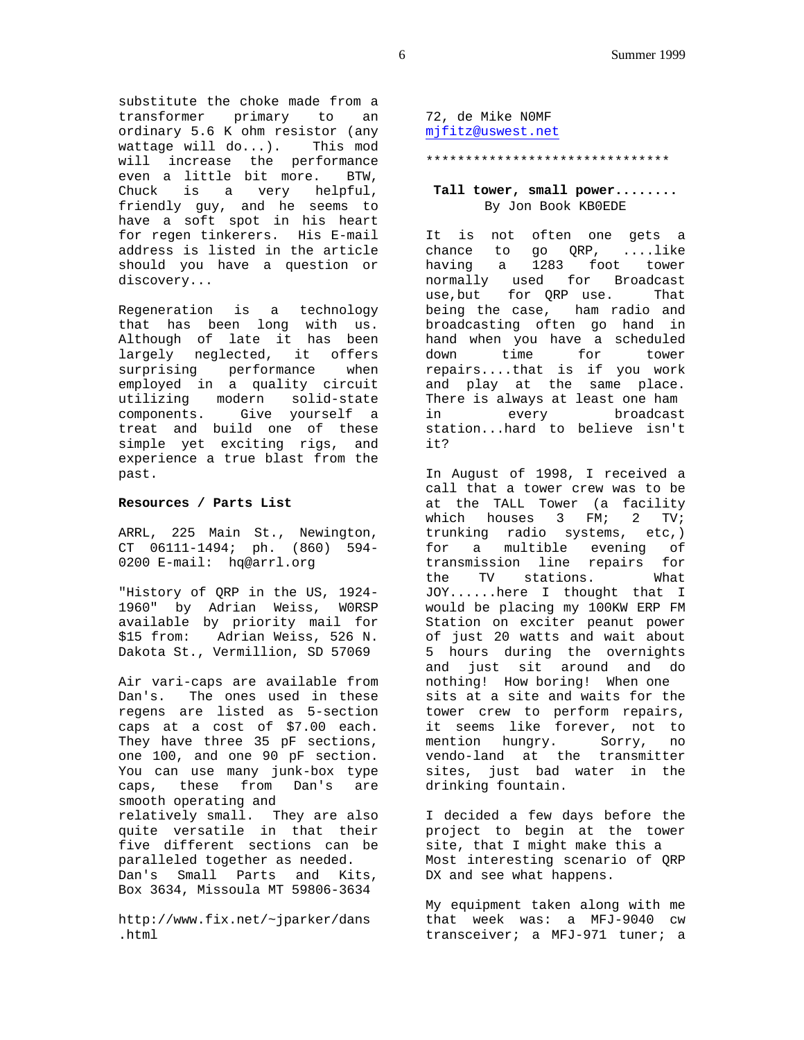substitute the choke made from a transformer primary to an ordinary 5.6 K ohm resistor (any wattage will do...). This mod will increase the performance even a little bit more. BTW, Chuck is a very helpful, friendly guy, and he seems to have a soft spot in his heart for regen tinkerers. His E-mail address is listed in the article should you have a question or discovery...

Regeneration is a technology that has been long with us. Although of late it has been largely neglected, it offers surprising performance when employed in a quality circuit utilizing modern solid-state components. Give yourself a treat and build one of these simple yet exciting rigs, and experience a true blast from the past.

**Resources / Parts List**

ARRL, 225 Main St., Newington, CT 06111-1494; ph. (860) 594-0200 E-mail: hq@arrl.org

"History of QRP in the US, 1924-1960" by Adrian Weiss, W0RSP available by priority mail for $15 from: Adrian Weiss, 526 N. Dakota St., Vermillion, SD 57069

Air vari-caps are available from Dan's. The ones used in these regens are listed as 5-section caps at a cost of $7.00 each. They have three 35 pF sections, one 100, and one 90 pF section. You can use many junk-box type caps, these from Dan's are smooth operating and relatively small. They are also quite versatile in that their five different sections can be paralleled together as needed. Dan's Small Parts and Kits, Box 3634, Missoula MT 59806-3634

http://www.fix.net/~jparker/dans.html

72, de Mike N0MF
mjfitz@uswest.net

*******************************

**Tall tower, small power........**
By Jon Book KB0EDE

It is not often one gets a chance to go QRP, ....like having a 1283 foot tower normally used for Broadcast use,but for QRP use. That being the case, ham radio and broadcasting often go hand in hand when you have a scheduled down time for tower repairs....that is if you work and play at the same place. There is always at least one ham in every broadcast station...hard to believe isn't it?

In August of 1998, I received a call that a tower crew was to be at the TALL Tower (a facility which houses 3 FM; 2 TV; trunking radio systems, etc,) for a multible evening of transmission line repairs for the TV stations. What JOY......here I thought that I would be placing my 100KW ERP FM Station on exciter peanut power of just 20 watts and wait about 5 hours during the overnights and just sit around and do nothing! How boring! When one sits at a site and waits for the tower crew to perform repairs, it seems like forever, not to mention hungry. Sorry, no vendo-land at the transmitter sites, just bad water in the drinking fountain.

I decided a few days before the project to begin at the tower site, that I might make this a Most interesting scenario of QRP DX and see what happens.

My equipment taken along with me that week was: a MFJ-9040 cw transceiver; a MFJ-971 tuner; a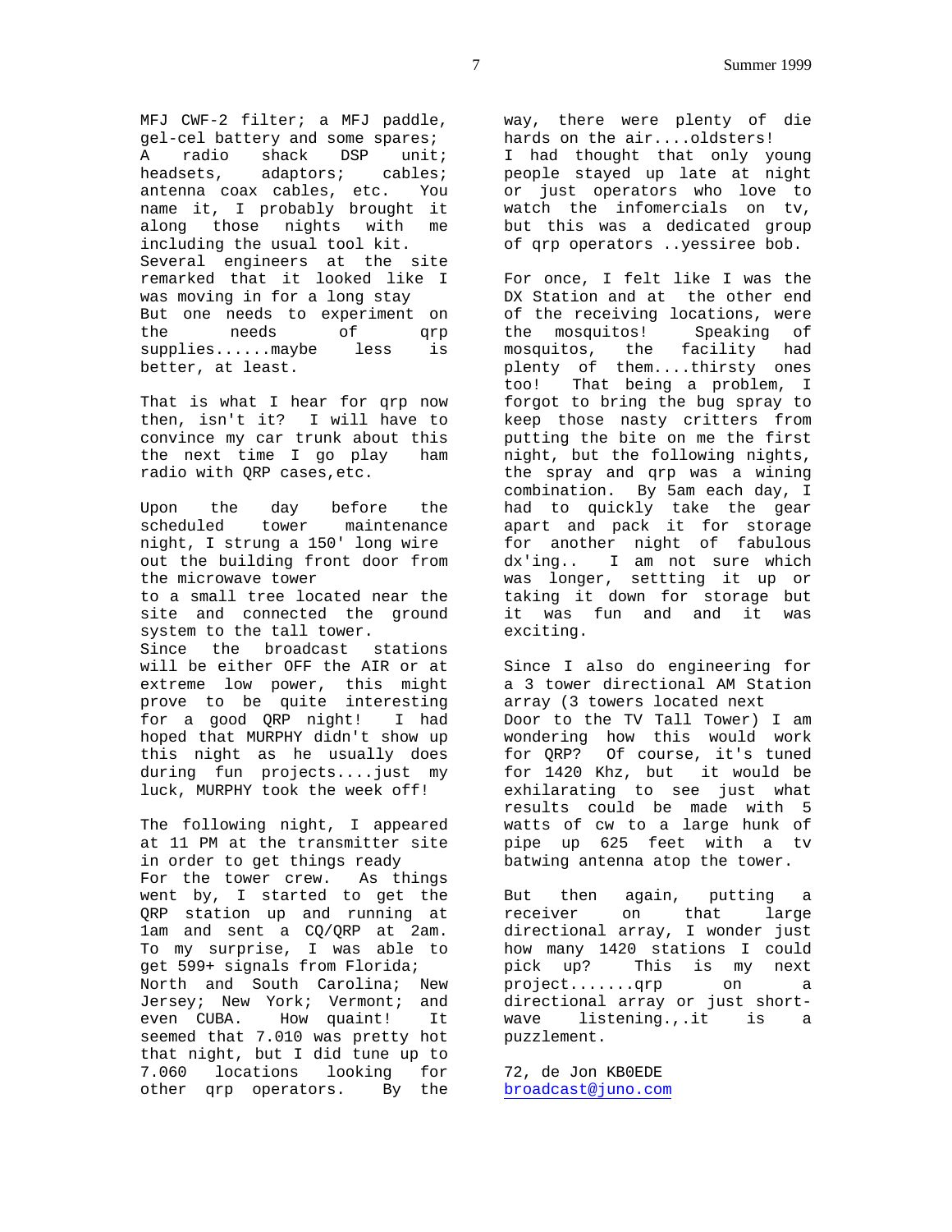MFJ CWF-2 filter; a MFJ paddle, gel-cel battery and some spares; A radio shack DSP unit; headsets, adaptors; cables; antenna coax cables, etc. You name it, I probably brought it along those nights with me including the usual tool kit. Several engineers at the site remarked that it looked like I was moving in for a long stay But one needs to experiment on the needs of qrp supplies......maybe less is better, at least.

That is what I hear for qrp now then, isn't it? I will have to convince my car trunk about this the next time I go play ham radio with QRP cases,etc.

Upon the day before the scheduled tower maintenance night, I strung a 150' long wire out the building front door from the microwave tower to a small tree located near the site and connected the ground system to the tall tower. Since the broadcast stations will be either OFF the AIR or at extreme low power, this might prove to be quite interesting for a good QRP night! I had hoped that MURPHY didn't show up this night as he usually does during fun projects....just my luck, MURPHY took the week off!

The following night, I appeared at 11 PM at the transmitter site in order to get things ready For the tower crew. As things went by, I started to get the QRP station up and running at 1am and sent a CQ/QRP at 2am. To my surprise, I was able to get 599+ signals from Florida; North and South Carolina; New Jersey; New York; Vermont; and even CUBA. How quaint! It seemed that 7.010 was pretty hot that night, but I did tune up to 7.060 locations looking for other qrp operators. By the way, there were plenty of die hards on the air....oldsters! I had thought that only young people stayed up late at night or just operators who love to watch the infomercials on tv, but this was a dedicated group of qrp operators ..yessiree bob.

For once, I felt like I was the DX Station and at the other end of the receiving locations, were the mosquitos! Speaking of mosquitos, the facility had plenty of them....thirsty ones too! That being a problem, I forgot to bring the bug spray to keep those nasty critters from putting the bite on me the first night, but the following nights, the spray and qrp was a wining combination. By 5am each day, I had to quickly take the gear apart and pack it for storage for another night of fabulous dx'ing.. I am not sure which was longer, settting it up or taking it down for storage but it was fun and and it was exciting.

Since I also do engineering for a 3 tower directional AM Station array (3 towers located next Door to the TV Tall Tower) I am wondering how this would work for QRP? Of course, it's tuned for 1420 Khz, but it would be exhilarating to see just what results could be made with 5 watts of cw to a large hunk of pipe up 625 feet with a tv batwing antenna atop the tower.

But then again, putting a receiver on that large directional array, I wonder just how many 1420 stations I could pick up? This is my next project.......qrp on a directional array or just short-wave listening.,.it is a puzzlement.

72, de Jon KB0EDE
broadcast@juno.com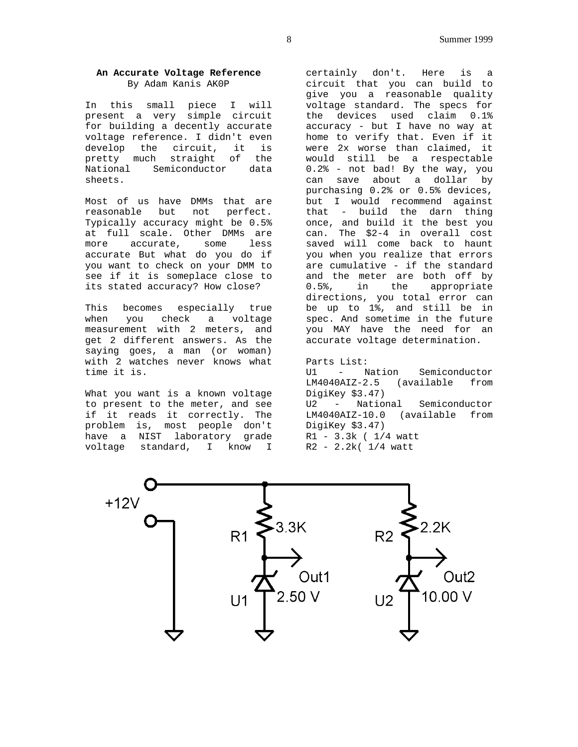**An Accurate Voltage Reference**
By Adam Kanis AK0P

In this small piece I will present a very simple circuit for building a decently accurate voltage reference. I didn't even develop the circuit, it is pretty much straight of the National Semiconductor data sheets.

Most of us have DMMs that are reasonable but not perfect. Typically accuracy might be 0.5% at full scale. Other DMMs are more accurate, some less accurate But what do you do if you want to check on your DMM to see if it is someplace close to its stated accuracy? How close?

This becomes especially true when you check a voltage measurement with 2 meters, and get 2 different answers. As the saying goes, a man (or woman) with 2 watches never knows what time it is.

What you want is a known voltage to present to the meter, and see if it reads it correctly. The problem is, most people don't have a NIST laboratory grade voltage standard, I know I certainly don't. Here is a circuit that you can build to give you a reasonable quality voltage standard. The specs for the devices used claim 0.1% accuracy - but I have no way at home to verify that. Even if it were 2x worse than claimed, it would still be a respectable 0.2% - not bad! By the way, you can save about a dollar by purchasing 0.2% or 0.5% devices, but I would recommend against that - build the darn thing once, and build it the best you can. The $2-4 in overall cost saved will come back to haunt you when you realize that errors are cumulative - if the standard and the meter are both off by 0.5%, in the appropriate directions, you total error can be up to 1%, and still be in spec. And sometime in the future you MAY have the need for an accurate voltage determination.

Parts List:
U1 - Nation Semiconductor LM4040AIZ-2.5 (available from DigiKey $3.47)
U2 - National Semiconductor LM4040AIZ-10.0 (available from DigiKey $3.47)
R1 - 3.3k ( 1/4 watt
R2 - 2.2k( 1/4 watt

+12V
R1 3.3K
R2 2.2K
Out1
Out2
U1 2.50 V
U2 10.00 V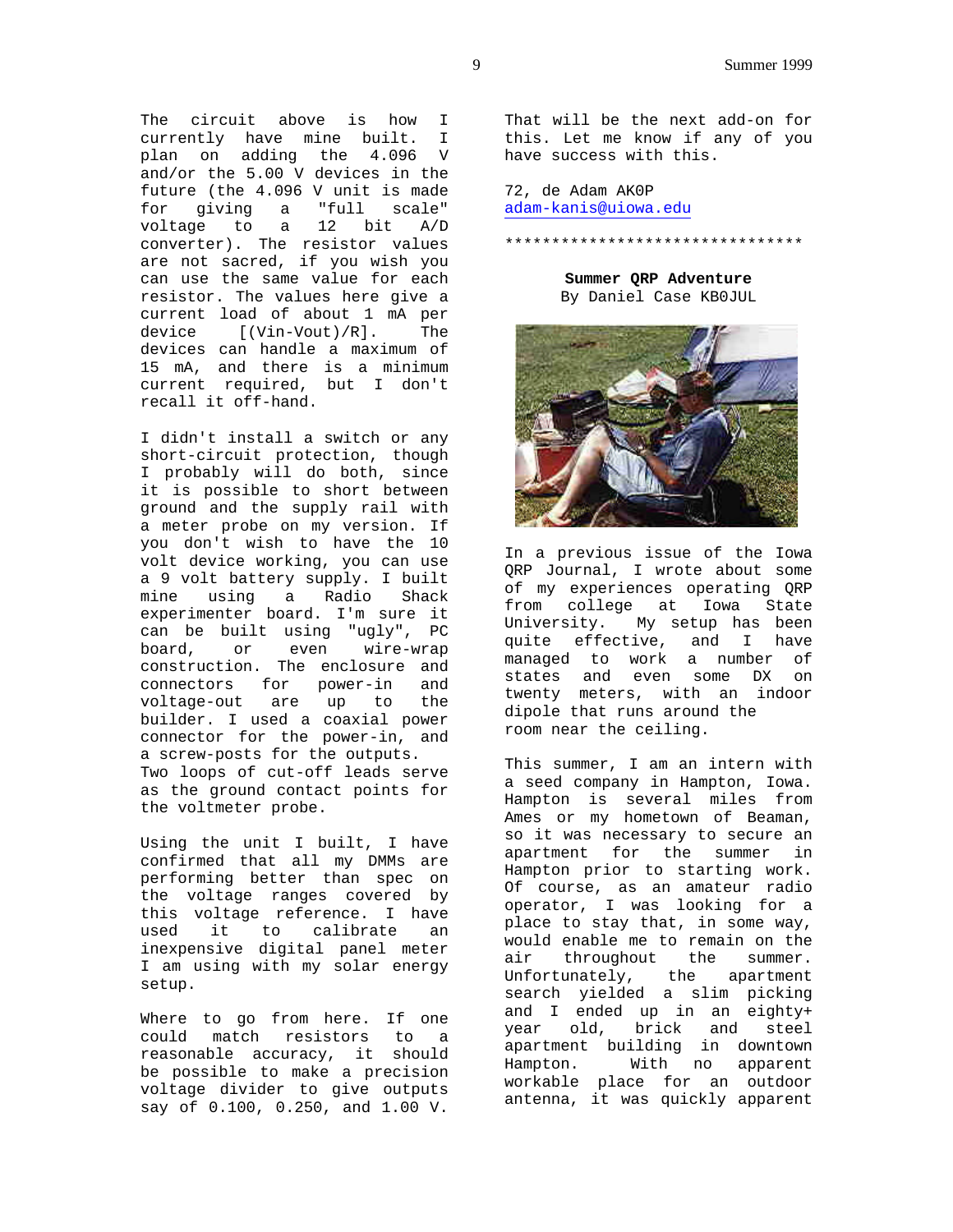The circuit above is how I currently have mine built. I plan on adding the 4.096 V and/or the 5.00 V devices in the future (the 4.096 V unit is made for giving a "full scale" voltage to a 12 bit A/D converter). The resistor values are not sacred, if you wish you can use the same value for each resistor. The values here give a current load of about 1 mA per device [(Vin-Vout)/R]. The devices can handle a maximum of 15 mA, and there is a minimum current required, but I don't recall it off-hand.

I didn't install a switch or any short-circuit protection, though I probably will do both, since it is possible to short between ground and the supply rail with a meter probe on my version. If you don't wish to have the 10 volt device working, you can use a 9 volt battery supply. I built mine using a Radio Shack experimenter board. I'm sure it can be built using "ugly", PC board, or even wire-wrap construction. The enclosure and connectors for power-in and voltage-out are up to the builder. I used a coaxial power connector for the power-in, and a screw-posts for the outputs. Two loops of cut-off leads serve as the ground contact points for the voltmeter probe.

Using the unit I built, I have confirmed that all my DMMs are performing better than spec on the voltage ranges covered by this voltage reference. I have used it to calibrate an inexpensive digital panel meter I am using with my solar energy setup.

Where to go from here. If one could match resistors to a reasonable accuracy, it should be possible to make a precision voltage divider to give outputs say of 0.100, 0.250, and 1.00 V. That will be the next add-on for this. Let me know if any of you have success with this.

72, de Adam AK0P
adam-kanis@uiowa.edu

********************************

**Summer QRP Adventure**
By Daniel Case KB0JUL

In a previous issue of the Iowa QRP Journal, I wrote about some of my experiences operating QRP from college at Iowa State University. My setup has been quite effective, and I have managed to work a number of states and even some DX on twenty meters, with an indoor dipole that runs around the room near the ceiling.

This summer, I am an intern with a seed company in Hampton, Iowa. Hampton is several miles from Ames or my hometown of Beaman, so it was necessary to secure an apartment for the summer in Hampton prior to starting work. Of course, as an amateur radio operator, I was looking for a place to stay that, in some way, would enable me to remain on the air throughout the summer. Unfortunately, the apartment search yielded a slim picking and I ended up in an eighty+ year old, brick and steel apartment building in downtown Hampton. With no apparent workable place for an outdoor antenna, it was quickly apparent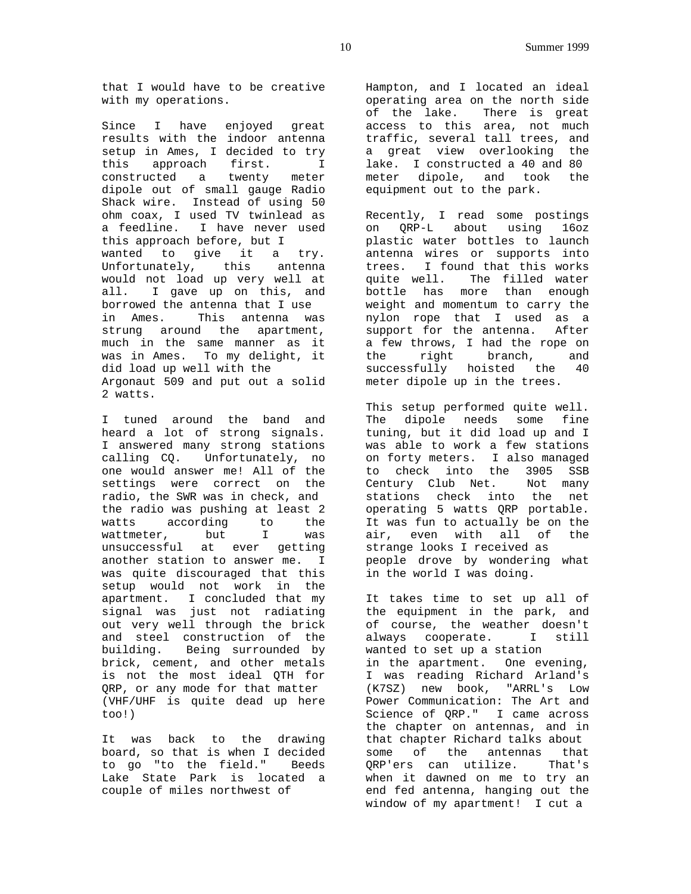that I would have to be creative with my operations.

Since I have enjoyed great results with the indoor antenna setup in Ames, I decided to try this approach first. I constructed a twenty meter dipole out of small gauge Radio Shack wire. Instead of using 50 ohm coax, I used TV twinlead as a feedline. I have never used this approach before, but I wanted to give it a try. Unfortunately, this antenna would not load up very well at all. I gave up on this, and borrowed the antenna that I use in Ames. This antenna was strung around the apartment, much in the same manner as it was in Ames. To my delight, it did load up well with the Argonaut 509 and put out a solid 2 watts.

I tuned around the band and heard a lot of strong signals. I answered many strong stations calling CQ. Unfortunately, no one would answer me! All of the settings were correct on the radio, the SWR was in check, and the radio was pushing at least 2 watts according to the wattmeter, but I was unsuccessful at ever getting another station to answer me. I was quite discouraged that this setup would not work in the apartment. I concluded that my signal was just not radiating out very well through the brick and steel construction of the building. Being surrounded by brick, cement, and other metals is not the most ideal QTH for QRP, or any mode for that matter (VHF/UHF is quite dead up here too!)

It was back to the drawing board, so that is when I decided to go "to the field." Beeds Lake State Park is located a couple of miles northwest of Hampton, and I located an ideal operating area on the north side of the lake. There is great access to this area, not much traffic, several tall trees, and a great view overlooking the lake. I constructed a 40 and 80 meter dipole, and took the equipment out to the park.

Recently, I read some postings on QRP-L about using 16oz plastic water bottles to launch antenna wires or supports into trees. I found that this works quite well. The filled water bottle has more than enough weight and momentum to carry the nylon rope that I used as a support for the antenna. After a few throws, I had the rope on the right branch, and successfully hoisted the 40 meter dipole up in the trees.

This setup performed quite well. The dipole needs some fine tuning, but it did load up and I was able to work a few stations on forty meters. I also managed to check into the 3905 SSB Century Club Net. Not many stations check into the net operating 5 watts QRP portable. It was fun to actually be on the air, even with all of the strange looks I received as people drove by wondering what in the world I was doing.

It takes time to set up all of the equipment in the park, and of course, the weather doesn't always cooperate. I still wanted to set up a station in the apartment. One evening, I was reading Richard Arland's (K7SZ) new book, "ARRL's Low Power Communication: The Art and Science of QRP." I came across the chapter on antennas, and in that chapter Richard talks about some of the antennas that QRP'ers can utilize. That's when it dawned on me to try an end fed antenna, hanging out the window of my apartment! I cut a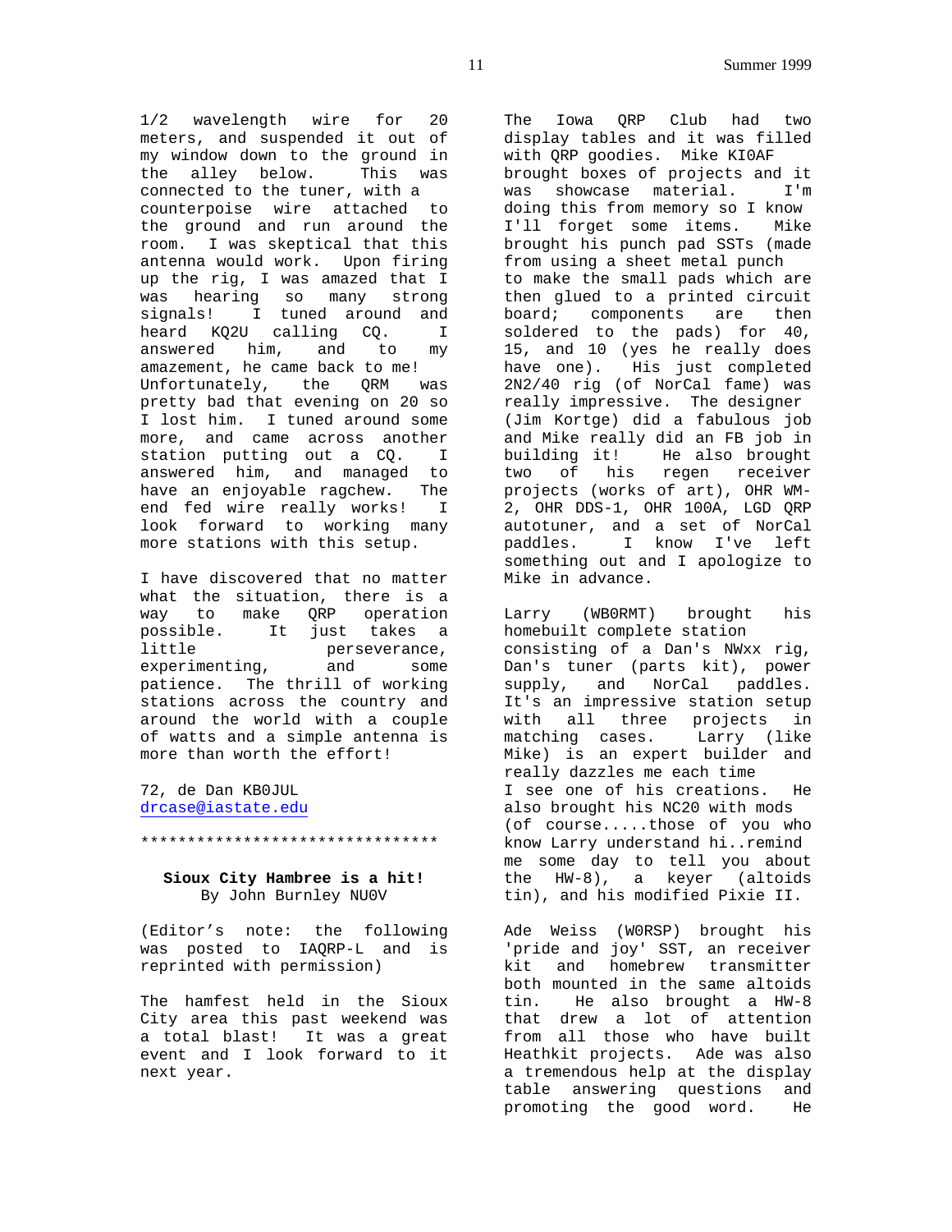1/2 wavelength wire for 20 meters, and suspended it out of my window down to the ground in the alley below. This was connected to the tuner, with a counterpoise wire attached to the ground and run around the room. I was skeptical that this antenna would work. Upon firing up the rig, I was amazed that I was hearing so many strong signals! I tuned around and heard KQ2U calling CQ. I answered him, and to my amazement, he came back to me! Unfortunately, the QRM was pretty bad that evening on 20 so I lost him. I tuned around some more, and came across another station putting out a CQ. I answered him, and managed to have an enjoyable ragchew. The end fed wire really works! I look forward to working many more stations with this setup.

I have discovered that no matter what the situation, there is a way to make QRP operation possible. It just takes a little perseverance, experimenting, and some patience. The thrill of working stations across the country and around the world with a couple of watts and a simple antenna is more than worth the effort!

72, de Dan KB0JUL
drcase@iastate.edu

********************************

## Sioux City Hambree is a hit!

By John Burnley NU0V

(Editor's note: the following was posted to IAQRP-L and is reprinted with permission)

The hamfest held in the Sioux City area this past weekend was a total blast! It was a great event and I look forward to it next year.

The Iowa QRP Club had two display tables and it was filled with QRP goodies. Mike KI0AF brought boxes of projects and it was showcase material. I'm doing this from memory so I know I'll forget some items. Mike brought his punch pad SSTs (made from using a sheet metal punch to make the small pads which are then glued to a printed circuit board; components are then soldered to the pads) for 40, 15, and 10 (yes he really does have one). His just completed 2N2/40 rig (of NorCal fame) was really impressive. The designer (Jim Kortge) did a fabulous job and Mike really did an FB job in building it! He also brought two of his regen receiver projects (works of art), OHR WM-2, OHR DDS-1, OHR 100A, LGD QRP autotuner, and a set of NorCal paddles. I know I've left something out and I apologize to Mike in advance.

Larry (WB0RMT) brought his homebuilt complete station consisting of a Dan's NWxx rig, Dan's tuner (parts kit), power supply, and NorCal paddles. It's an impressive station setup with all three projects in matching cases. Larry (like Mike) is an expert builder and really dazzles me each time I see one of his creations. He also brought his NC20 with mods (of course.....those of you who know Larry understand hi..remind me some day to tell you about the HW-8), a keyer (altoids tin), and his modified Pixie II.

Ade Weiss (W0RSP) brought his 'pride and joy' SST, an receiver kit and homebrew transmitter both mounted in the same altoids tin. He also brought a HW-8 that drew a lot of attention from all those who have built Heathkit projects. Ade was also a tremendous help at the display table answering questions and promoting the good word. He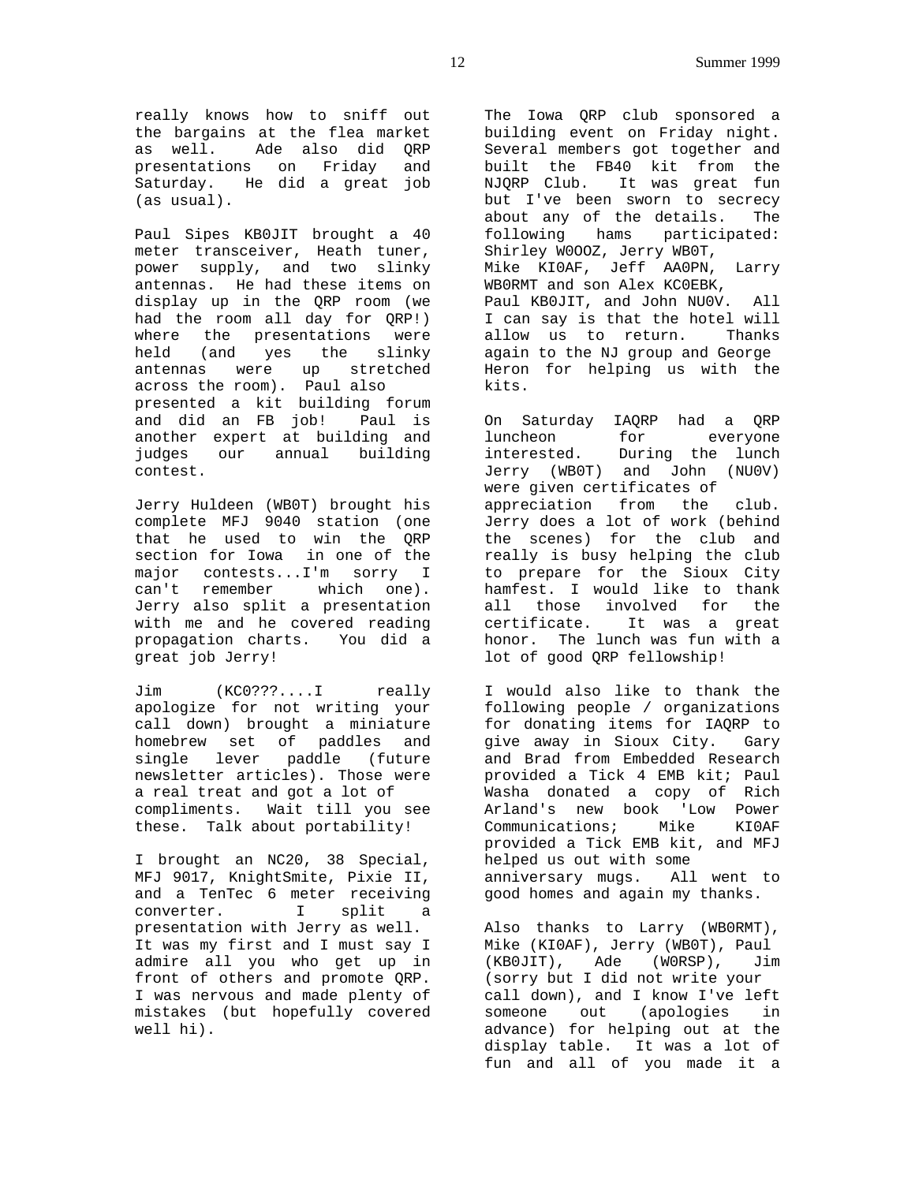really knows how to sniff out the bargains at the flea market as well. Ade also did QRP presentations on Friday and Saturday. He did a great job (as usual).

Paul Sipes KB0JIT brought a 40 meter transceiver, Heath tuner, power supply, and two slinky antennas. He had these items on display up in the QRP room (we had the room all day for QRP!) where the presentations were held (and yes the slinky antennas were up stretched across the room). Paul also presented a kit building forum and did an FB job! Paul is another expert at building and judges our annual building contest.

Jerry Huldeen (WB0T) brought his complete MFJ 9040 station (one that he used to win the QRP section for Iowa in one of the major contests...I'm sorry I can't remember which one). Jerry also split a presentation with me and he covered reading propagation charts. You did a great job Jerry!

Jim (KC0???....I really apologize for not writing your call down) brought a miniature homebrew set of paddles and single lever paddle (future newsletter articles). Those were a real treat and got a lot of compliments. Wait till you see these. Talk about portability!

I brought an NC20, 38 Special, MFJ 9017, KnightSmite, Pixie II, and a TenTec 6 meter receiving converter. I split a presentation with Jerry as well. It was my first and I must say I admire all you who get up in front of others and promote QRP. I was nervous and made plenty of mistakes (but hopefully covered well hi).

The Iowa QRP club sponsored a building event on Friday night. Several members got together and built the FB40 kit from the NJQRP Club. It was great fun but I've been sworn to secrecy about any of the details. The following hams participated: Shirley W0OOZ, Jerry WB0T, Mike KI0AF, Jeff AA0PN, Larry WB0RMT and son Alex KC0EBK, Paul KB0JIT, and John NU0V. All I can say is that the hotel will allow us to return. Thanks again to the NJ group and George Heron for helping us with the kits.

On Saturday IAQRP had a QRP luncheon for everyone interested. During the lunch Jerry (WB0T) and John (NU0V) were given certificates of appreciation from the club. Jerry does a lot of work (behind the scenes) for the club and really is busy helping the club to prepare for the Sioux City hamfest. I would like to thank all those involved for the certificate. It was a great honor. The lunch was fun with a lot of good QRP fellowship!

I would also like to thank the following people / organizations for donating items for IAQRP to give away in Sioux City. Gary and Brad from Embedded Research provided a Tick 4 EMB kit; Paul Washa donated a copy of Rich Arland's new book 'Low Power Communications; Mike KI0AF provided a Tick EMB kit, and MFJ helped us out with some anniversary mugs. All went to good homes and again my thanks.

Also thanks to Larry (WB0RMT), Mike (KI0AF), Jerry (WB0T), Paul (KB0JIT), Ade (W0RSP), Jim (sorry but I did not write your call down), and I know I've left someone out (apologies in advance) for helping out at the display table. It was a lot of fun and all of you made it a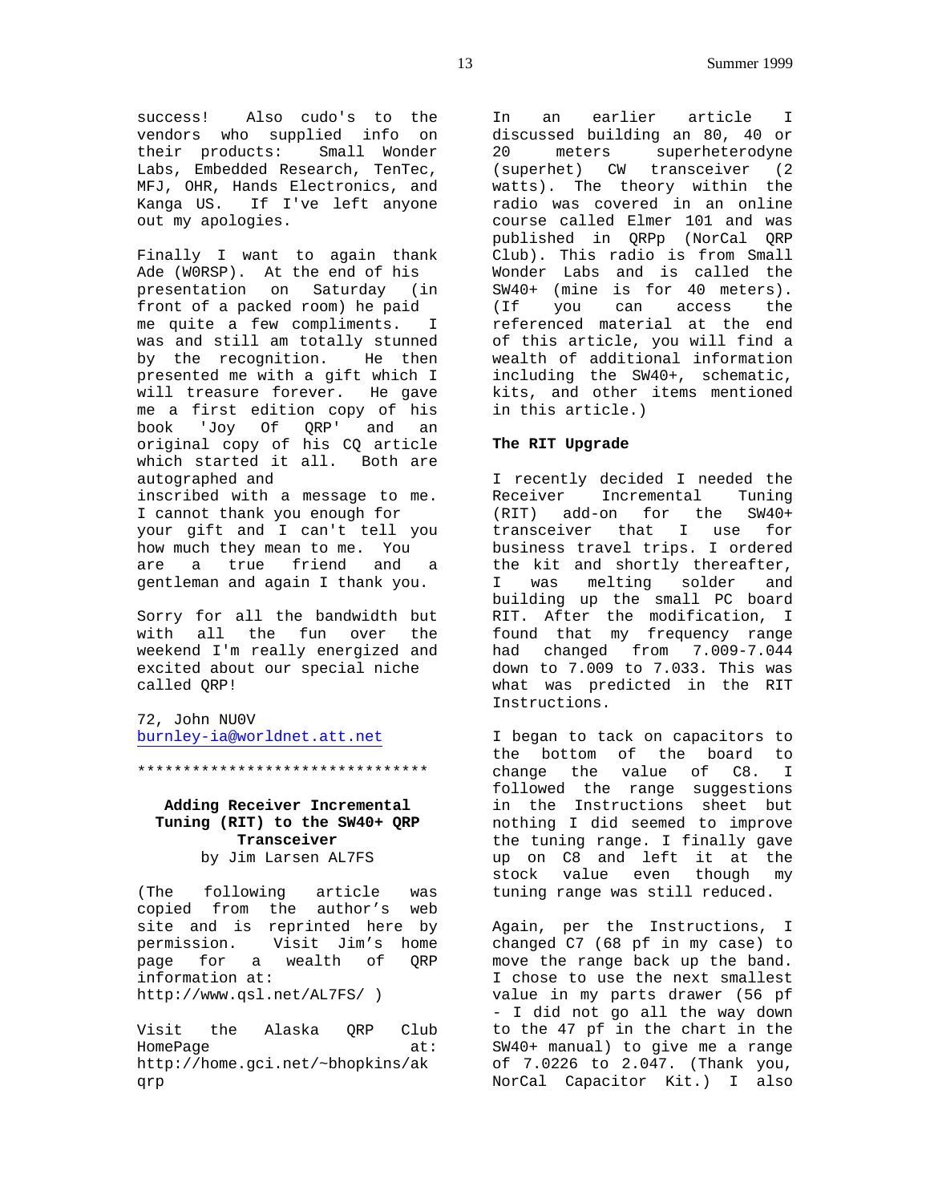success! Also cudo's to the vendors who supplied info on their products: Small Wonder Labs, Embedded Research, TenTec, MFJ, OHR, Hands Electronics, and Kanga US. If I've left anyone out my apologies.

Finally I want to again thank Ade (W0RSP). At the end of his presentation on Saturday (in front of a packed room) he paid me quite a few compliments. I was and still am totally stunned by the recognition. He then presented me with a gift which I will treasure forever. He gave me a first edition copy of his book 'Joy Of QRP' and an original copy of his CQ article which started it all. Both are autographed and inscribed with a message to me. I cannot thank you enough for your gift and I can't tell you how much they mean to me. You are a true friend and a gentleman and again I thank you.

Sorry for all the bandwidth but with all the fun over the weekend I'm really energized and excited about our special niche called QRP!

72, John NU0V
burnley-ia@worldnet.att.net

********************************

## Adding Receiver Incremental Tuning (RIT) to the SW40+ QRP Transceiver

by Jim Larsen AL7FS

(The following article was copied from the author's web site and is reprinted here by permission. Visit Jim's home page for a wealth of QRP information at: http://www.qsl.net/AL7FS/ )

Visit the Alaska QRP Club HomePage at: http://home.gci.net/~bhopkins/akqrp

In an earlier article I discussed building an 80, 40 or 20 meters superheterodyne (superhet) CW transceiver (2 watts). The theory within the radio was covered in an online course called Elmer 101 and was published in QRPp (NorCal QRP Club). This radio is from Small Wonder Labs and is called the SW40+ (mine is for 40 meters). (If you can access the referenced material at the end of this article, you will find a wealth of additional information including the SW40+, schematic, kits, and other items mentioned in this article.)

**The RIT Upgrade**

I recently decided I needed the Receiver Incremental Tuning (RIT) add-on for the SW40+ transceiver that I use for business travel trips. I ordered the kit and shortly thereafter, I was melting solder and building up the small PC board RIT. After the modification, I found that my frequency range had changed from 7.009-7.044 down to 7.009 to 7.033. This was what was predicted in the RIT Instructions.

I began to tack on capacitors to the bottom of the board to change the value of C8. I followed the range suggestions in the Instructions sheet but nothing I did seemed to improve the tuning range. I finally gave up on C8 and left it at the stock value even though my tuning range was still reduced.

Again, per the Instructions, I changed C7 (68 pf in my case) to move the range back up the band. I chose to use the next smallest value in my parts drawer (56 pf - I did not go all the way down to the 47 pf in the chart in the SW40+ manual) to give me a range of 7.0226 to 2.047. (Thank you, NorCal Capacitor Kit.) I also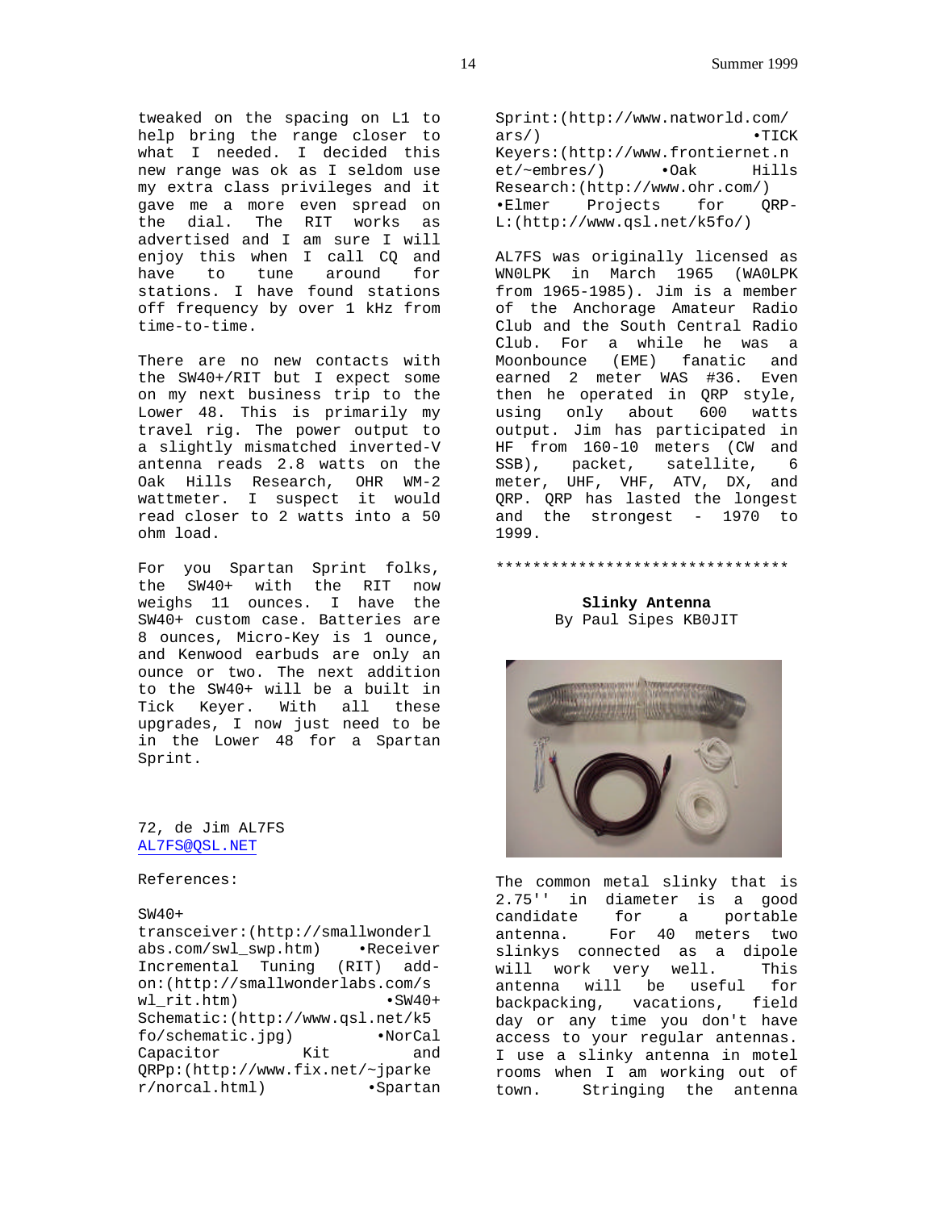tweaked on the spacing on L1 to help bring the range closer to what I needed. I decided this new range was ok as I seldom use my extra class privileges and it gave me a more even spread on the dial. The RIT works as advertised and I am sure I will enjoy this when I call CQ and have to tune around for stations. I have found stations off frequency by over 1 kHz from time-to-time.

There are no new contacts with the SW40+/RIT but I expect some on my next business trip to the Lower 48. This is primarily my travel rig. The power output to a slightly mismatched inverted-V antenna reads 2.8 watts on the Oak Hills Research, OHR WM-2 wattmeter. I suspect it would read closer to 2 watts into a 50 ohm load.

For you Spartan Sprint folks, the SW40+ with the RIT now weighs 11 ounces. I have the SW40+ custom case. Batteries are 8 ounces, Micro-Key is 1 ounce, and Kenwood earbuds are only an ounce or two. The next addition to the SW40+ will be a built in Tick Keyer. With all these upgrades, I now just need to be in the Lower 48 for a Spartan Sprint.

72, de Jim AL7FS
AL7FS@QSL.NET

References:

SW40+ transceiver:(http://smallwonderlabs.com/swl_swp.htm) •Receiver Incremental Tuning (RIT) add-on:(http://smallwonderlabs.com/swl_rit.htm) •SW40+ Schematic:(http://www.qsl.net/k5fo/schematic.jpg) •NorCal Capacitor Kit and QRPp:(http://www.fix.net/~jparker/norcal.html) •Spartan Sprint:(http://www.natworld.com/ars/) •TICK Keyers:(http://www.frontiernet.net/~embres/) •Oak Hills Research:(http://www.ohr.com/) •Elmer Projects for QRP-L:(http://www.qsl.net/k5fo/)

AL7FS was originally licensed as WN0LPK in March 1965 (WA0LPK from 1965-1985). Jim is a member of the Anchorage Amateur Radio Club and the South Central Radio Club. For a while he was a Moonbounce (EME) fanatic and earned 2 meter WAS #36. Even then he operated in QRP style, using only about 600 watts output. Jim has participated in HF from 160-10 meters (CW and SSB), packet, satellite, 6 meter, UHF, VHF, ATV, DX, and QRP. QRP has lasted the longest and the strongest - 1970 to 1999.

********************************

## Slinky Antenna

By Paul Sipes KB0JIT

The common metal slinky that is 2.75'' in diameter is a good candidate for a portable antenna. For 40 meters two slinkys connected as a dipole will work very well. This antenna will be useful for backpacking, vacations, field day or any time you don't have access to your regular antennas. I use a slinky antenna in motel rooms when I am working out of town. Stringing the antenna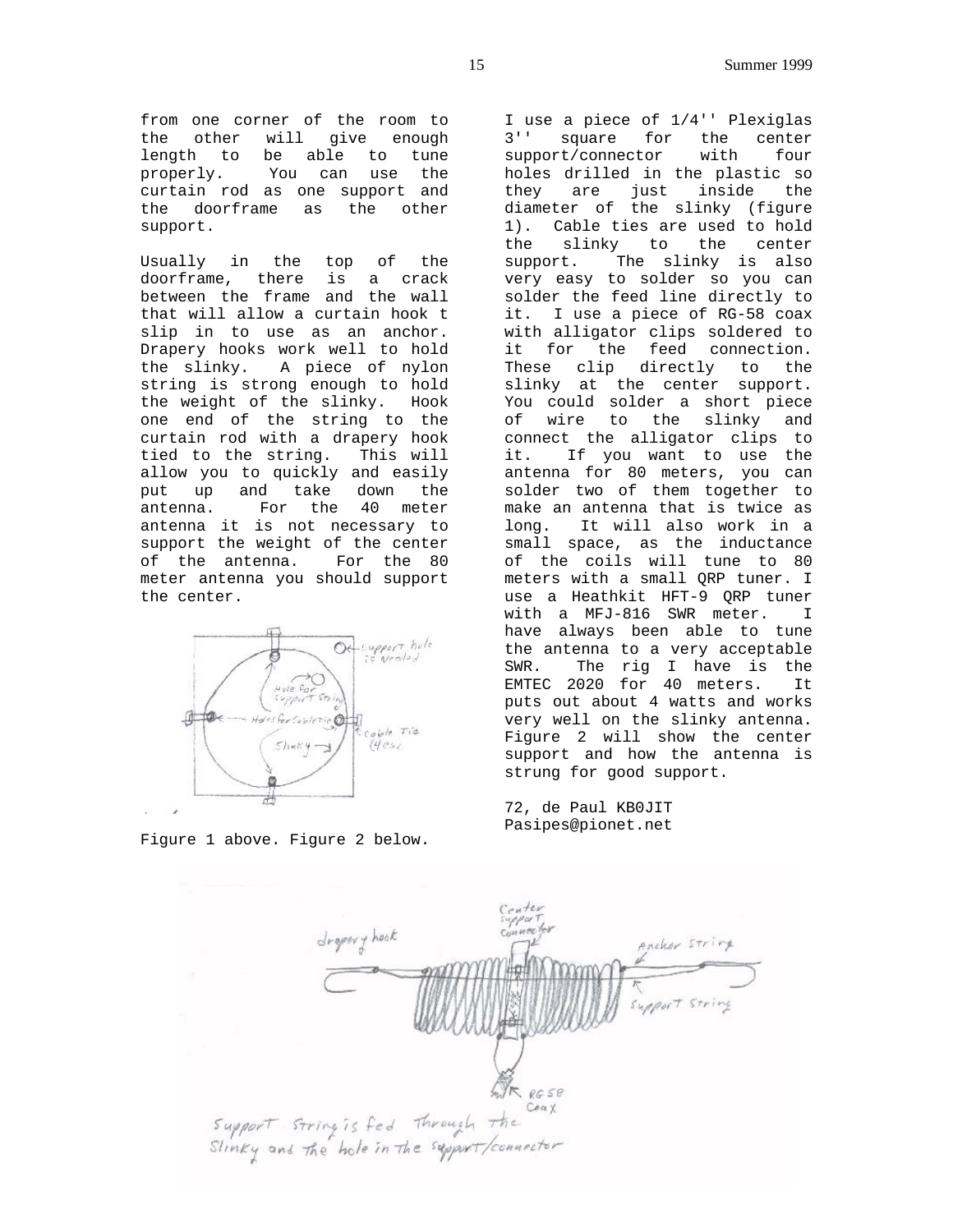from one corner of the room to the other will give enough length to be able to tune properly. You can use the curtain rod as one support and the doorframe as the other support.

Usually in the top of the doorframe, there is a crack between the frame and the wall that will allow a curtain hook t slip in to use as an anchor. Drapery hooks work well to hold the slinky. A piece of nylon string is strong enough to hold the weight of the slinky. Hook one end of the string to the curtain rod with a drapery hook tied to the string. This will allow you to quickly and easily put up and take down the antenna. For the 40 meter antenna it is not necessary to support the weight of the center of the antenna. For the 80 meter antenna you should support the center.

Figure 1 above. Figure 2 below.

I use a piece of 1/4'' Plexiglas 3'' square for the center support/connector with four holes drilled in the plastic so they are just inside the diameter of the slinky (figure 1). Cable ties are used to hold the slinky to the center support. The slinky is also very easy to solder so you can solder the feed line directly to it. I use a piece of RG-58 coax with alligator clips soldered to it for the feed connection. These clip directly to the slinky at the center support. You could solder a short piece of wire to the slinky and connect the alligator clips to it. If you want to use the antenna for 80 meters, you can solder two of them together to make an antenna that is twice as long. It will also work in a small space, as the inductance of the coils will tune to 80 meters with a small QRP tuner. I use a Heathkit HFT-9 QRP tuner with a MFJ-816 SWR meter. I have always been able to tune the antenna to a very acceptable SWR. The rig I have is the EMTEC 2020 for 40 meters. It puts out about 4 watts and works very well on the slinky antenna. Figure 2 will show the center support and how the antenna is strung for good support.

72, de Paul KB0JIT
Pasipes@pionet.net

Support String is fed Through the Slinky and the hole in the support/connector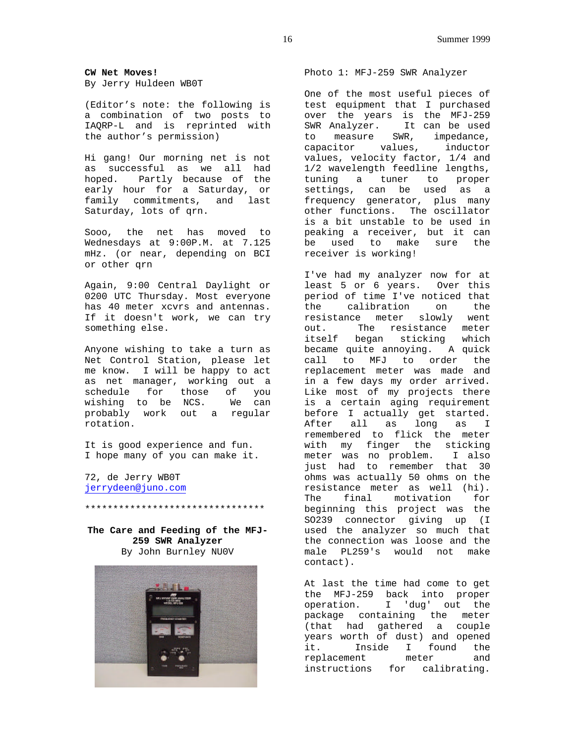**CW Net Moves!**
By Jerry Huldeen WB0T

(Editor's note: the following is a combination of two posts to IAQRP-L and is reprinted with the author's permission)

Hi gang! Our morning net is not as successful as we all had hoped. Partly because of the early hour for a Saturday, or family commitments, and last Saturday, lots of qrn.

Sooo, the net has moved to Wednesdays at 9:00P.M. at 7.125 mHz. (or near, depending on BCI or other qrn

Again, 9:00 Central Daylight or 0200 UTC Thursday. Most everyone has 40 meter xcvrs and antennas. If it doesn't work, we can try something else.

Anyone wishing to take a turn as Net Control Station, please let me know. I will be happy to act as net manager, working out a schedule for those of you wishing to be NCS. We can probably work out a regular rotation.

It is good experience and fun.
I hope many of you can make it.

72, de Jerry WB0T
jerrydeen@juno.com

*********************************

**The Care and Feeding of the MFJ-259 SWR Analyzer**
By John Burnley NU0V

Photo 1: MFJ-259 SWR Analyzer

One of the most useful pieces of test equipment that I purchased over the years is the MFJ-259 SWR Analyzer. It can be used to measure SWR, impedance, capacitor values, inductor values, velocity factor, 1/4 and 1/2 wavelength feedline lengths, tuning a tuner to proper settings, can be used as a frequency generator, plus many other functions. The oscillator is a bit unstable to be used in peaking a receiver, but it can be used to make sure the receiver is working!

I've had my analyzer now for at least 5 or 6 years. Over this period of time I've noticed that the calibration on the resistance meter slowly went out. The resistance meter itself began sticking which became quite annoying. A quick call to MFJ to order the replacement meter was made and in a few days my order arrived. Like most of my projects there is a certain aging requirement before I actually get started. After all as long as I remembered to flick the meter with my finger the sticking meter was no problem. I also just had to remember that 30 ohms was actually 50 ohms on the resistance meter as well (hi). The final motivation for beginning this project was the SO239 connector giving up (I used the analyzer so much that the connection was loose and the male PL259's would not make contact).

At last the time had come to get the MFJ-259 back into proper operation. I 'dug' out the package containing the meter (that had gathered a couple years worth of dust) and opened it. Inside I found the replacement meter and instructions for calibrating.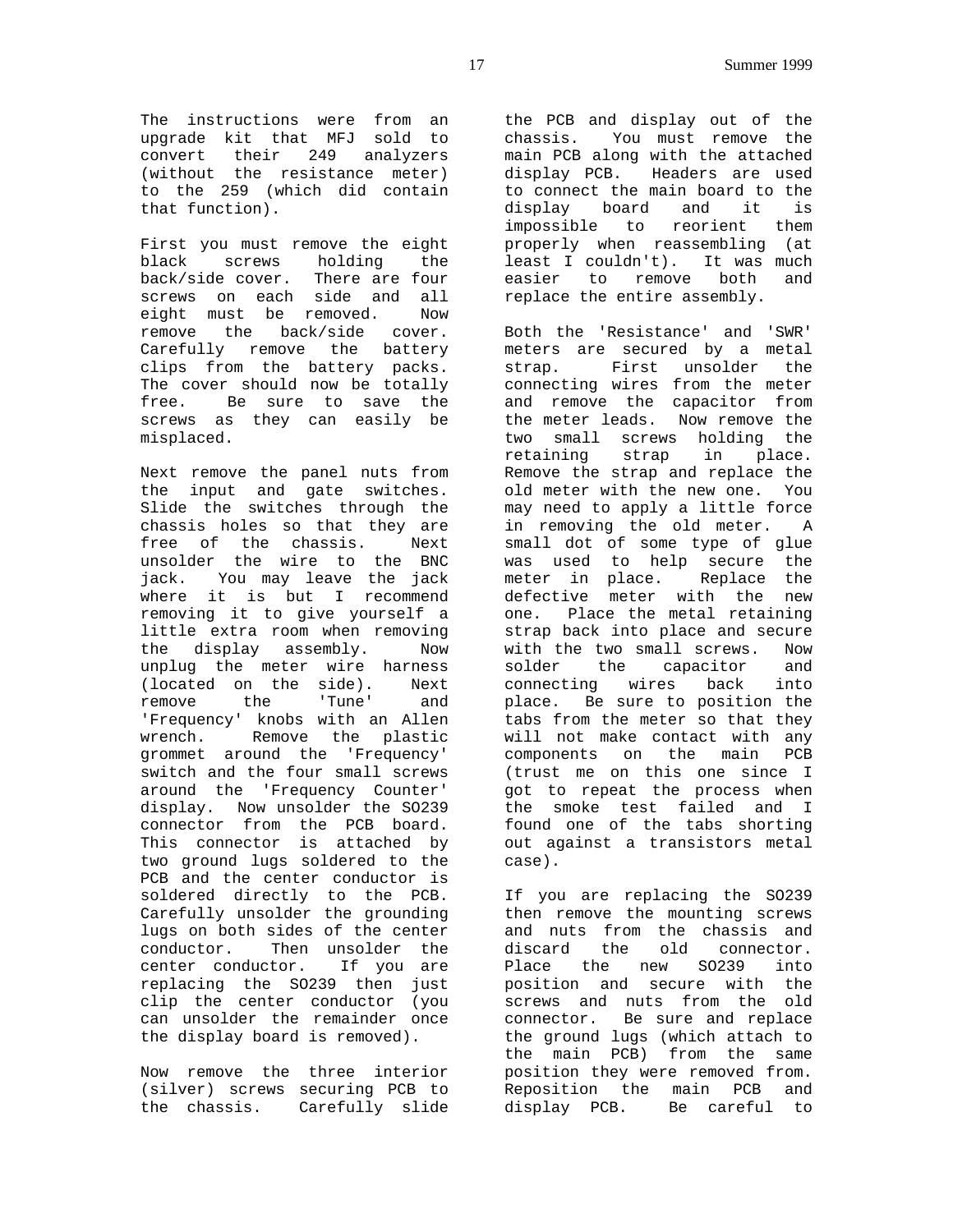The instructions were from an upgrade kit that MFJ sold to convert their 249 analyzers (without the resistance meter) to the 259 (which did contain that function).

First you must remove the eight black screws holding the back/side cover. There are four screws on each side and all eight must be removed. Now remove the back/side cover. Carefully remove the battery clips from the battery packs. The cover should now be totally free. Be sure to save the screws as they can easily be misplaced.

Next remove the panel nuts from the input and gate switches. Slide the switches through the chassis holes so that they are free of the chassis. Next unsolder the wire to the BNC jack. You may leave the jack where it is but I recommend removing it to give yourself a little extra room when removing the display assembly. Now unplug the meter wire harness (located on the side). Next remove the 'Tune' and 'Frequency' knobs with an Allen wrench. Remove the plastic grommet around the 'Frequency' switch and the four small screws around the 'Frequency Counter' display. Now unsolder the SO239 connector from the PCB board. This connector is attached by two ground lugs soldered to the PCB and the center conductor is soldered directly to the PCB. Carefully unsolder the grounding lugs on both sides of the center conductor. Then unsolder the center conductor. If you are replacing the SO239 then just clip the center conductor (you can unsolder the remainder once the display board is removed).

Now remove the three interior (silver) screws securing PCB to the chassis. Carefully slide the PCB and display out of the chassis. You must remove the main PCB along with the attached display PCB. Headers are used to connect the main board to the display board and it is impossible to reorient them properly when reassembling (at least I couldn't). It was much easier to remove both and replace the entire assembly.

Both the 'Resistance' and 'SWR' meters are secured by a metal strap. First unsolder the connecting wires from the meter and remove the capacitor from the meter leads. Now remove the two small screws holding the retaining strap in place. Remove the strap and replace the old meter with the new one. You may need to apply a little force in removing the old meter. A small dot of some type of glue was used to help secure the meter in place. Replace the defective meter with the new one. Place the metal retaining strap back into place and secure with the two small screws. Now solder the capacitor and connecting wires back into place. Be sure to position the tabs from the meter so that they will not make contact with any components on the main PCB (trust me on this one since I got to repeat the process when the smoke test failed and I found one of the tabs shorting out against a transistors metal case).

If you are replacing the SO239 then remove the mounting screws and nuts from the chassis and discard the old connector. Place the new SO239 into position and secure with the screws and nuts from the old connector. Be sure and replace the ground lugs (which attach to the main PCB) from the same position they were removed from. Reposition the main PCB and display PCB. Be careful to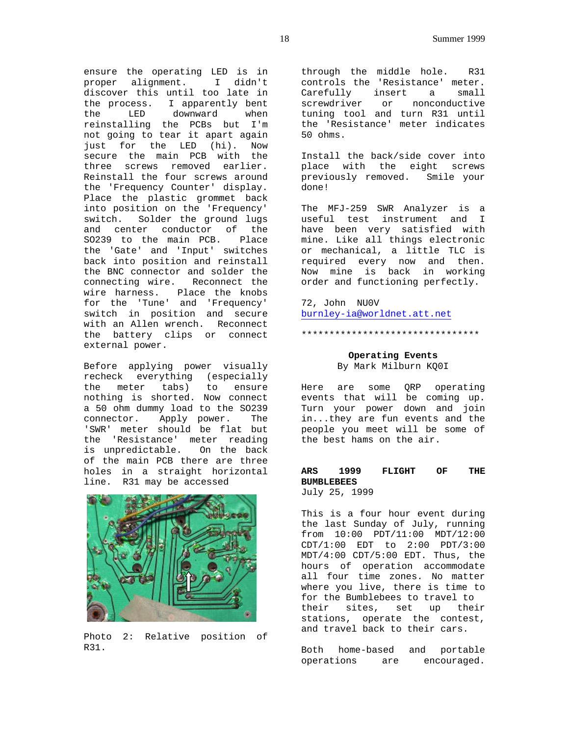ensure the operating LED is in proper alignment. I didn't discover this until too late in the process. I apparently bent the LED downward when reinstalling the PCBs but I'm not going to tear it apart again just for the LED (hi). Now secure the main PCB with the three screws removed earlier. Reinstall the four screws around the 'Frequency Counter' display. Place the plastic grommet back into position on the 'Frequency' switch. Solder the ground lugs and center conductor of the SO239 to the main PCB. Place the 'Gate' and 'Input' switches back into position and reinstall the BNC connector and solder the connecting wire. Reconnect the wire harness. Place the knobs for the 'Tune' and 'Frequency' switch in position and secure with an Allen wrench. Reconnect the battery clips or connect external power.

Before applying power visually recheck everything (especially the meter tabs) to ensure nothing is shorted. Now connect a 50 ohm dummy load to the SO239 connector. Apply power. The 'SWR' meter should be flat but the 'Resistance' meter reading is unpredictable. On the back of the main PCB there are three holes in a straight horizontal line. R31 may be accessed

Photo 2: Relative position of R31.

through the middle hole. R31 controls the 'Resistance' meter. Carefully insert a small screwdriver or nonconductive tuning tool and turn R31 until the 'Resistance' meter indicates 50 ohms.

Install the back/side cover into place with the eight screws previously removed. Smile your done!

The MFJ-259 SWR Analyzer is a useful test instrument and I have been very satisfied with mine. Like all things electronic or mechanical, a little TLC is required every now and then. Now mine is back in working order and functioning perfectly.

72, John NU0V
burnley-ia@worldnet.att.net

*********************************

**Operating Events**
By Mark Milburn KQ0I

Here are some QRP operating events that will be coming up. Turn your power down and join in...they are fun events and the people you meet will be some of the best hams on the air.

**ARS 1999 FLIGHT OF THE BUMBLEBEES**
July 25, 1999

This is a four hour event during the last Sunday of July, running from 10:00 PDT/11:00 MDT/12:00 CDT/1:00 EDT to 2:00 PDT/3:00 MDT/4:00 CDT/5:00 EDT. Thus, the hours of operation accommodate all four time zones. No matter where you live, there is time to for the Bumblebees to travel to their sites, set up their stations, operate the contest, and travel back to their cars.

Both home-based and portable operations are encouraged.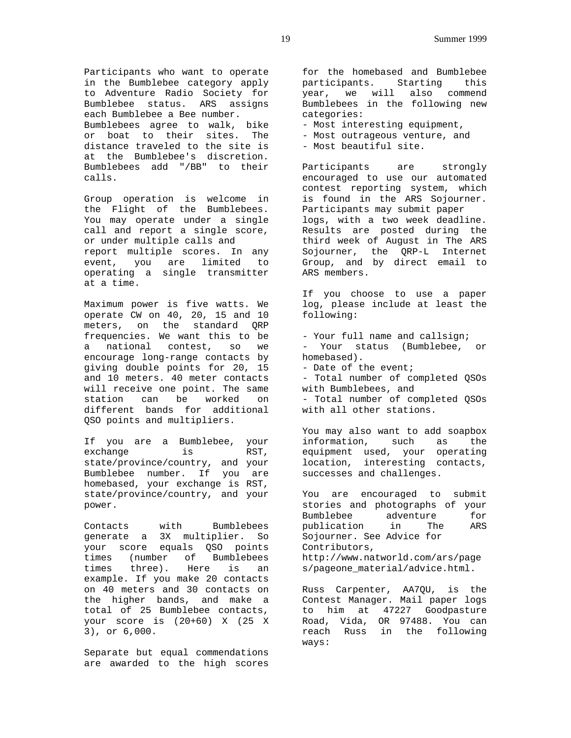Participants who want to operate in the Bumblebee category apply to Adventure Radio Society for Bumblebee status. ARS assigns each Bumblebee a Bee number. Bumblebees agree to walk, bike or boat to their sites. The distance traveled to the site is at the Bumblebee's discretion. Bumblebees add "/BB" to their calls.

Group operation is welcome in the Flight of the Bumblebees. You may operate under a single call and report a single score, or under multiple calls and report multiple scores. In any event, you are limited to operating a single transmitter at a time.

Maximum power is five watts. We operate CW on 40, 20, 15 and 10 meters, on the standard QRP frequencies. We want this to be a national contest, so we encourage long-range contacts by giving double points for 20, 15 and 10 meters. 40 meter contacts will receive one point. The same station can be worked on different bands for additional QSO points and multipliers.

If you are a Bumblebee, your exchange is RST, state/province/country, and your Bumblebee number. If you are homebased, your exchange is RST, state/province/country, and your power.

Contacts with Bumblebees generate a 3X multiplier. So your score equals QSO points times (number of Bumblebees times three). Here is an example. If you make 20 contacts on 40 meters and 30 contacts on the higher bands, and make a total of 25 Bumblebee contacts, your score is (20+60) X (25 X 3), or 6,000.

Separate but equal commendations are awarded to the high scores for the homebased and Bumblebee participants. Starting this year, we will also commend Bumblebees in the following new categories:

- Most interesting equipment,
- Most outrageous venture, and
- Most beautiful site.

Participants are strongly encouraged to use our automated contest reporting system, which is found in the ARS Sojourner. Participants may submit paper logs, with a two week deadline. Results are posted during the third week of August in The ARS Sojourner, the QRP-L Internet Group, and by direct email to ARS members.

If you choose to use a paper log, please include at least the following:

- Your full name and callsign;
- Your status (Bumblebee, or homebased).
- Date of the event;
- Total number of completed QSOs with Bumblebees, and
- Total number of completed QSOs with all other stations.

You may also want to add soapbox information, such as the equipment used, your operating location, interesting contacts, successes and challenges.

You are encouraged to submit stories and photographs of your Bumblebee adventure for publication in The ARS Sojourner. See Advice for Contributors, http://www.natworld.com/ars/pages/pageone_material/advice.html.

Russ Carpenter, AA7QU, is the Contest Manager. Mail paper logs to him at 47227 Goodpasture Road, Vida, OR 97488. You can reach Russ in the following ways: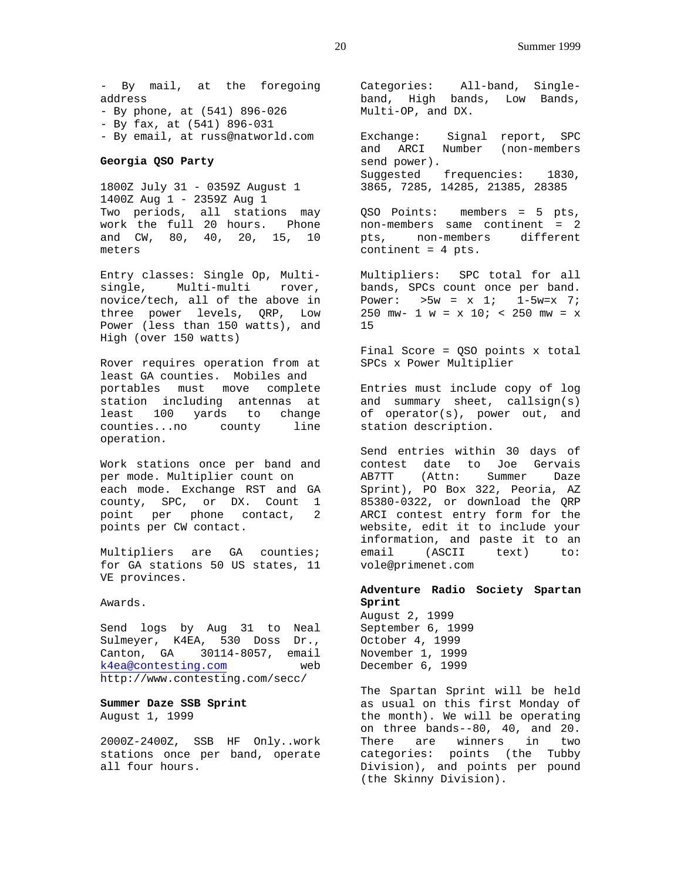- By mail, at the foregoing address
- By phone, at (541) 896-026
- By fax, at (541) 896-031
- By email, at russ@natworld.com

**Georgia QSO Party**

1800Z July 31 - 0359Z August 1
1400Z Aug 1 - 2359Z Aug 1
Two periods, all stations may work the full 20 hours. Phone and CW, 80, 40, 20, 15, 10 meters

Entry classes: Single Op, Multi-single, Multi-multi rover, novice/tech, all of the above in three power levels, QRP, Low Power (less than 150 watts), and High (over 150 watts)

Rover requires operation from at least GA counties. Mobiles and portables must move complete station including antennas at least 100 yards to change counties...no county line operation.

Work stations once per band and per mode. Multiplier count on each mode. Exchange RST and GA county, SPC, or DX. Count 1 point per phone contact, 2 points per CW contact.

Multipliers are GA counties; for GA stations 50 US states, 11 VE provinces.

Awards.

Send logs by Aug 31 to Neal Sulmeyer, K4EA, 530 Doss Dr., Canton, GA 30114-8057, email k4ea@contesting.com web http://www.contesting.com/secc/

**Summer Daze SSB Sprint**
August 1, 1999

2000Z-2400Z, SSB HF Only..work stations once per band, operate all four hours.

Categories: All-band, Single-band, High bands, Low Bands, Multi-OP, and DX.

Exchange: Signal report, SPC and ARCI Number (non-members send power).
Suggested frequencies: 1830, 3865, 7285, 14285, 21385, 28385

QSO Points: members = 5 pts, non-members same continent = 2 pts, non-members different continent = 4 pts.

Multipliers: SPC total for all bands, SPCs count once per band. Power: >5w = x 1; 1-5w=x 7; 250 mw- 1 w = x 10; < 250 mw = x 15

Final Score = QSO points x total SPCs x Power Multiplier

Entries must include copy of log and summary sheet, callsign(s) of operator(s), power out, and station description.

Send entries within 30 days of contest date to Joe Gervais AB7TT (Attn: Summer Daze Sprint), PO Box 322, Peoria, AZ 85380-0322, or download the QRP ARCI contest entry form for the website, edit it to include your information, and paste it to an email (ASCII text) to: vole@primenet.com

**Adventure Radio Society Spartan Sprint**
August 2, 1999
September 6, 1999
October 4, 1999
November 1, 1999
December 6, 1999

The Spartan Sprint will be held as usual on this first Monday of the month). We will be operating on three bands--80, 40, and 20. There are winners in two categories: points (the Tubby Division), and points per pound (the Skinny Division).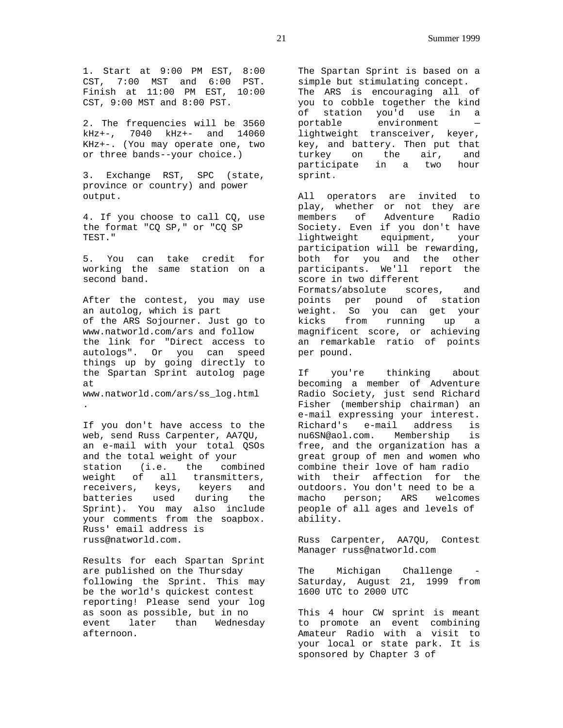1. Start at 9:00 PM EST, 8:00 CST, 7:00 MST and 6:00 PST. Finish at 11:00 PM EST, 10:00 CST, 9:00 MST and 8:00 PST.

2. The frequencies will be 3560 kHz+-, 7040 kHz+- and 14060 KHz+-. (You may operate one, two or three bands--your choice.)

3. Exchange RST, SPC (state, province or country) and power output.

4. If you choose to call CQ, use the format "CQ SP," or "CQ SP TEST."

5. You can take credit for working the same station on a second band.

After the contest, you may use an autolog, which is part of the ARS Sojourner. Just go to www.natworld.com/ars and follow the link for "Direct access to autologs". Or you can speed things up by going directly to the Spartan Sprint autolog page at www.natworld.com/ars/ss_log.html.

If you don't have access to the web, send Russ Carpenter, AA7QU, an e-mail with your total QSOs and the total weight of your station (i.e. the combined weight of all transmitters, receivers, keys, keyers and batteries used during the Sprint). You may also include your comments from the soapbox. Russ' email address is russ@natworld.com.

Results for each Spartan Sprint are published on the Thursday following the Sprint. This may be the world's quickest contest reporting! Please send your log as soon as possible, but in no event later than Wednesday afternoon.

The Spartan Sprint is based on a simple but stimulating concept. The ARS is encouraging all of you to cobble together the kind of station you'd use in a portable environment — lightweight transceiver, keyer, key, and battery. Then put that turkey on the air, and participate in a two hour sprint.

All operators are invited to play, whether or not they are members of Adventure Radio Society. Even if you don't have lightweight equipment, your participation will be rewarding, both for you and the other participants. We'll report the score in two different Formats/absolute scores, and points per pound of station weight. So you can get your kicks from running up a magnificent score, or achieving an remarkable ratio of points per pound.

If you're thinking about becoming a member of Adventure Radio Society, just send Richard Fisher (membership chairman) an e-mail expressing your interest. Richard's e-mail address is nu6SN@aol.com. Membership is free, and the organization has a great group of men and women who combine their love of ham radio with their affection for the outdoors. You don't need to be a macho person; ARS welcomes people of all ages and levels of ability.

Russ Carpenter, AA7QU, Contest Manager russ@natworld.com

The Michigan Challenge - Saturday, August 21, 1999 from 1600 UTC to 2000 UTC

This 4 hour CW sprint is meant to promote an event combining Amateur Radio with a visit to your local or state park. It is sponsored by Chapter 3 of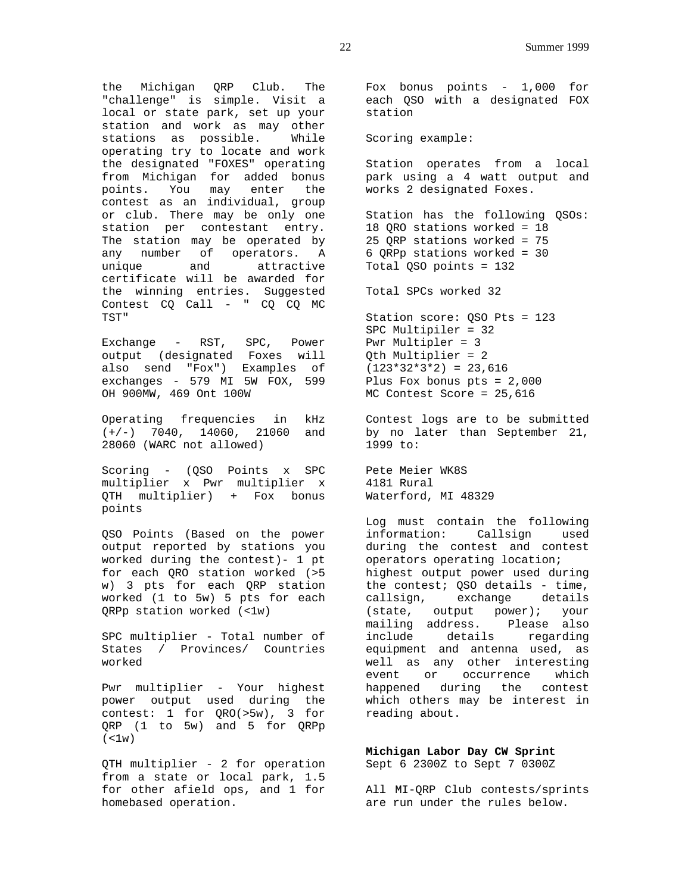the Michigan QRP Club. The "challenge" is simple. Visit a local or state park, set up your station and work as may other stations as possible. While operating try to locate and work the designated "FOXES" operating from Michigan for added bonus points. You may enter the contest as an individual, group or club. There may be only one station per contestant entry. The station may be operated by any number of operators. A unique and attractive certificate will be awarded for the winning entries. Suggested Contest CQ Call - " CQ CQ MC TST"

Exchange - RST, SPC, Power output (designated Foxes will also send "Fox") Examples of exchanges - 579 MI 5W FOX, 599 OH 900MW, 469 Ont 100W

Operating frequencies in kHz (+/-) 7040, 14060, 21060 and 28060 (WARC not allowed)

Scoring - (QSO Points x SPC multiplier x Pwr multiplier x QTH multiplier) + Fox bonus points

QSO Points (Based on the power output reported by stations you worked during the contest)- 1 pt for each QRO station worked (>5 w) 3 pts for each QRP station worked (1 to 5w) 5 pts for each QRPp station worked (<1w)

SPC multiplier - Total number of States / Provinces/ Countries worked

Pwr multiplier - Your highest power output used during the contest: 1 for QRO(>5w), 3 for QRP (1 to 5w) and 5 for QRPp (<1w)

QTH multiplier - 2 for operation from a state or local park, 1.5 for other afield ops, and 1 for homebased operation.

Fox bonus points - 1,000 for each QSO with a designated FOX station

Scoring example:

Station operates from a local park using a 4 watt output and works 2 designated Foxes.

Station has the following QSOs:
18 QRO stations worked = 18
25 QRP stations worked = 75
6 QRPp stations worked = 30
Total QSO points = 132

Total SPCs worked 32

Station score: QSO Pts = 123
SPC Multipiler = 32
Pwr Multipler = 3
Qth Multiplier = 2
(123*32*3*2) = 23,616
Plus Fox bonus pts = 2,000
MC Contest Score = 25,616

Contest logs are to be submitted by no later than September 21, 1999 to:

Pete Meier WK8S
4181 Rural
Waterford, MI 48329

Log must contain the following information: Callsign used during the contest and contest operators operating location; highest output power used during the contest; QSO details - time, callsign, exchange details (state, output power); your mailing address. Please also include details regarding equipment and antenna used, as well as any other interesting event or occurrence which happened during the contest which others may be interest in reading about.

**Michigan Labor Day CW Sprint**
Sept 6 2300Z to Sept 7 0300Z

All MI-QRP Club contests/sprints are run under the rules below.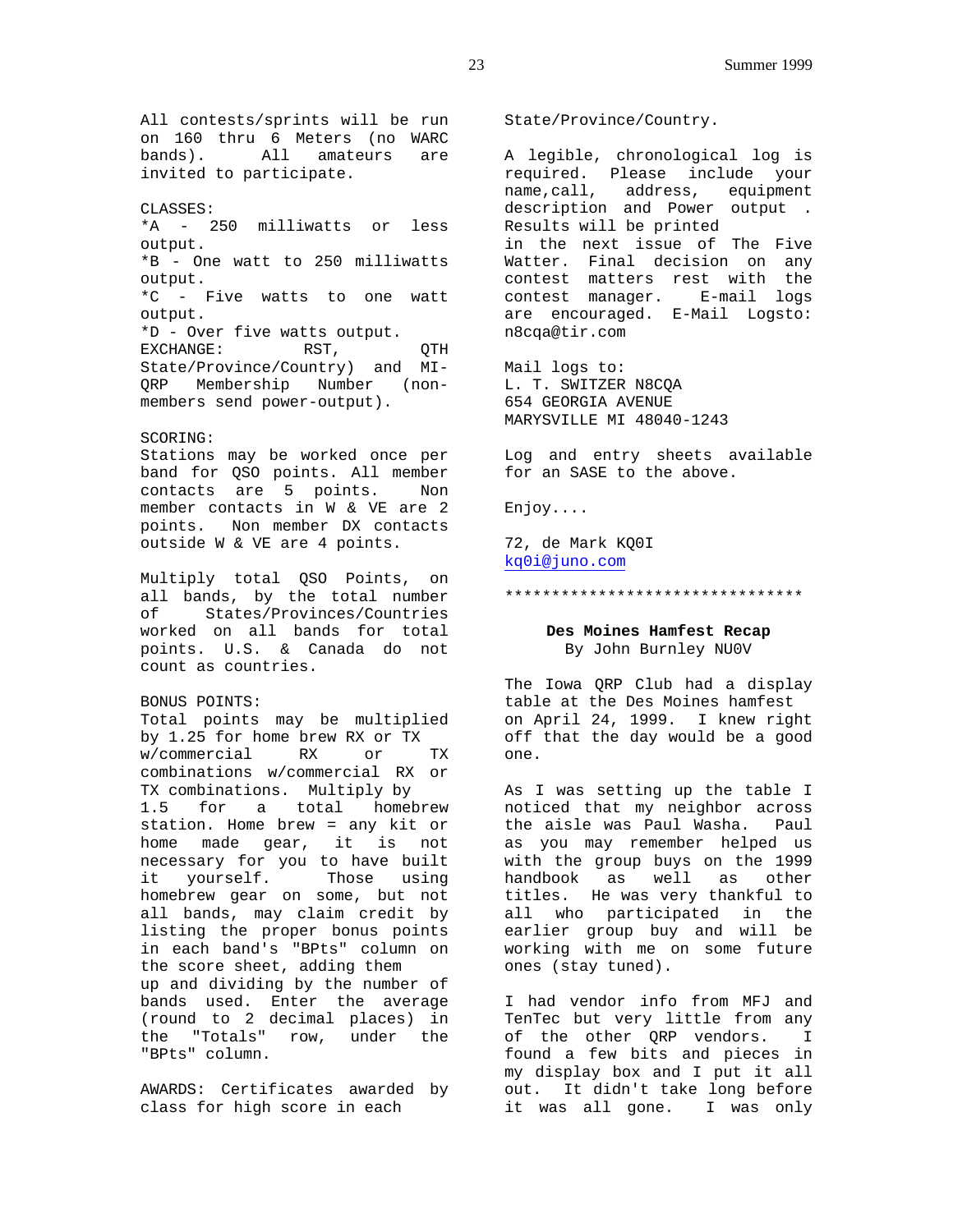All contests/sprints will be run on 160 thru 6 Meters (no WARC bands). All amateurs are invited to participate.

CLASSES:
*A - 250 milliwatts or less output.
*B - One watt to 250 milliwatts output.
*C - Five watts to one watt output.
*D - Over five watts output.
EXCHANGE: RST, QTH State/Province/Country) and MI-QRP Membership Number (non-members send power-output).

SCORING:
Stations may be worked once per band for QSO points. All member contacts are 5 points. Non member contacts in W & VE are 2 points. Non member DX contacts outside W & VE are 4 points.

Multiply total QSO Points, on all bands, by the total number of States/Provinces/Countries worked on all bands for total points. U.S. & Canada do not count as countries.

BONUS POINTS:
Total points may be multiplied by 1.25 for home brew RX or TX w/commercial RX or TX combinations w/commercial RX or TX combinations. Multiply by 1.5 for a total homebrew station. Home brew = any kit or home made gear, it is not necessary for you to have built it yourself. Those using homebrew gear on some, but not all bands, may claim credit by listing the proper bonus points in each band's "BPts" column on the score sheet, adding them up and dividing by the number of bands used. Enter the average (round to 2 decimal places) in the "Totals" row, under the "BPts" column.

AWARDS: Certificates awarded by class for high score in each State/Province/Country.

A legible, chronological log is required. Please include your name,call, address, equipment description and Power output . Results will be printed in the next issue of The Five Watter. Final decision on any contest matters rest with the contest manager. E-mail logs are encouraged. E-Mail Logsto: n8cqa@tir.com

Mail logs to:
L. T. SWITZER N8CQA
654 GEORGIA AVENUE
MARYSVILLE MI 48040-1243

Log and entry sheets available for an SASE to the above.

Enjoy....

72, de Mark KQ0I
kq0i@juno.com

********************************

### Des Moines Hamfest Recap

By John Burnley NU0V

The Iowa QRP Club had a display table at the Des Moines hamfest on April 24, 1999. I knew right off that the day would be a good one.

As I was setting up the table I noticed that my neighbor across the aisle was Paul Washa. Paul as you may remember helped us with the group buys on the 1999 handbook as well as other titles. He was very thankful to all who participated in the earlier group buy and will be working with me on some future ones (stay tuned).

I had vendor info from MFJ and TenTec but very little from any of the other QRP vendors. I found a few bits and pieces in my display box and I put it all out. It didn't take long before it was all gone. I was only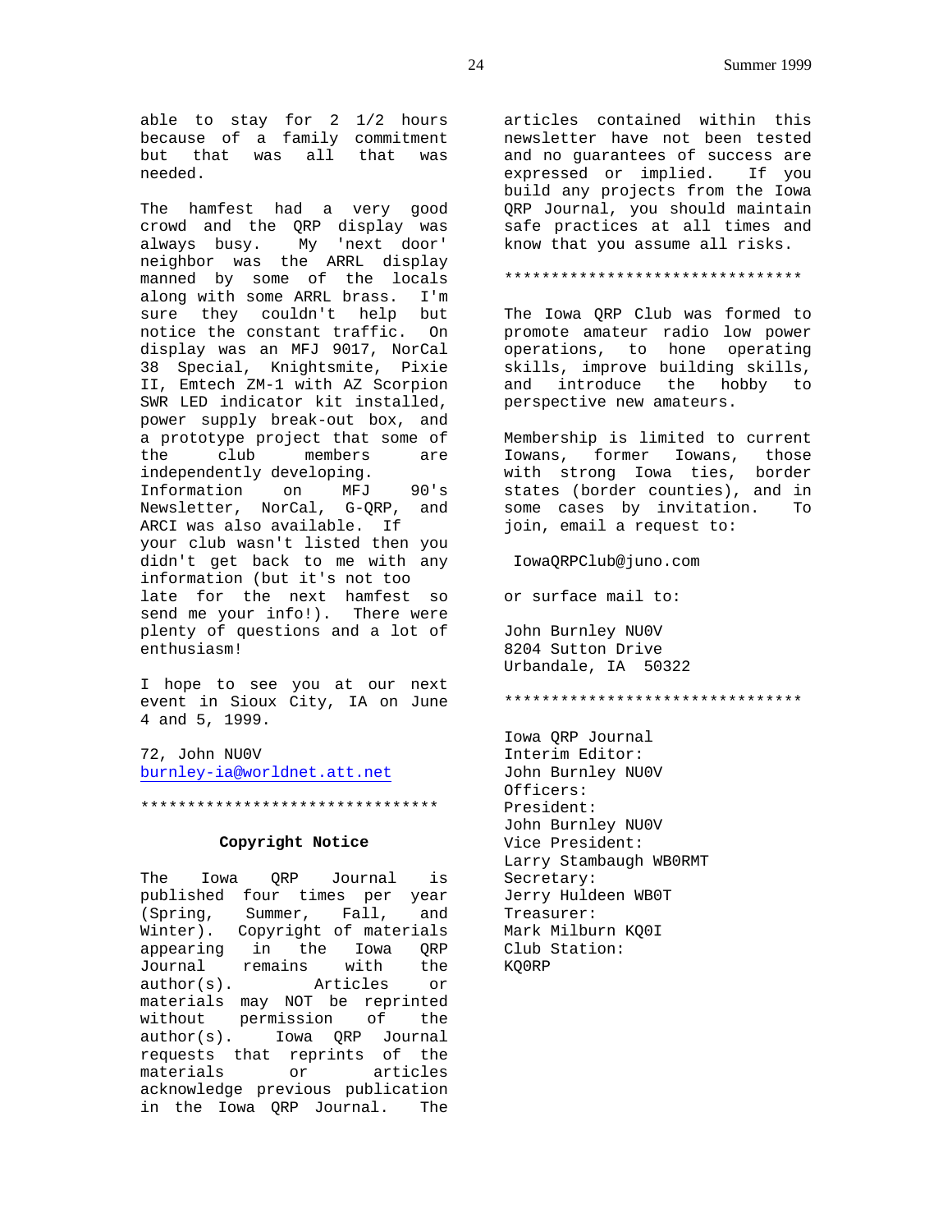able to stay for 2 1/2 hours because of a family commitment but that was all that was needed.

The hamfest had a very good crowd and the QRP display was always busy. My 'next door' neighbor was the ARRL display manned by some of the locals along with some ARRL brass. I'm sure they couldn't help but notice the constant traffic. On display was an MFJ 9017, NorCal 38 Special, Knightsmite, Pixie II, Emtech ZM-1 with AZ Scorpion SWR LED indicator kit installed, power supply break-out box, and a prototype project that some of the club members are independently developing. Information on MFJ 90's Newsletter, NorCal, G-QRP, and ARCI was also available. If your club wasn't listed then you didn't get back to me with any information (but it's not too late for the next hamfest so send me your info!). There were plenty of questions and a lot of enthusiasm!

I hope to see you at our next event in Sioux City, IA on June 4 and 5, 1999.

72, John NU0V
burnley-ia@worldnet.att.net

********************************

**Copyright Notice**

The Iowa QRP Journal is published four times per year (Spring, Summer, Fall, and Winter). Copyright of materials appearing in the Iowa QRP Journal remains with the author(s). Articles or materials may NOT be reprinted without permission of the author(s). Iowa QRP Journal requests that reprints of the materials or articles acknowledge previous publication in the Iowa QRP Journal. The articles contained within this newsletter have not been tested and no guarantees of success are expressed or implied. If you build any projects from the Iowa QRP Journal, you should maintain safe practices at all times and know that you assume all risks.

********************************

The Iowa QRP Club was formed to promote amateur radio low power operations, to hone operating skills, improve building skills, and introduce the hobby to perspective new amateurs.

Membership is limited to current Iowans, former Iowans, those with strong Iowa ties, border states (border counties), and in some cases by invitation. To join, email a request to:

IowaQRPClub@juno.com

or surface mail to:

John Burnley NU0V
8204 Sutton Drive
Urbandale, IA 50322

********************************

Iowa QRP Journal
Interim Editor:
John Burnley NU0V
Officers:
President:
John Burnley NU0V
Vice President:
Larry Stambaugh WB0RMT
Secretary:
Jerry Huldeen WB0T
Treasurer:
Mark Milburn KQ0I
Club Station:
KQ0RP